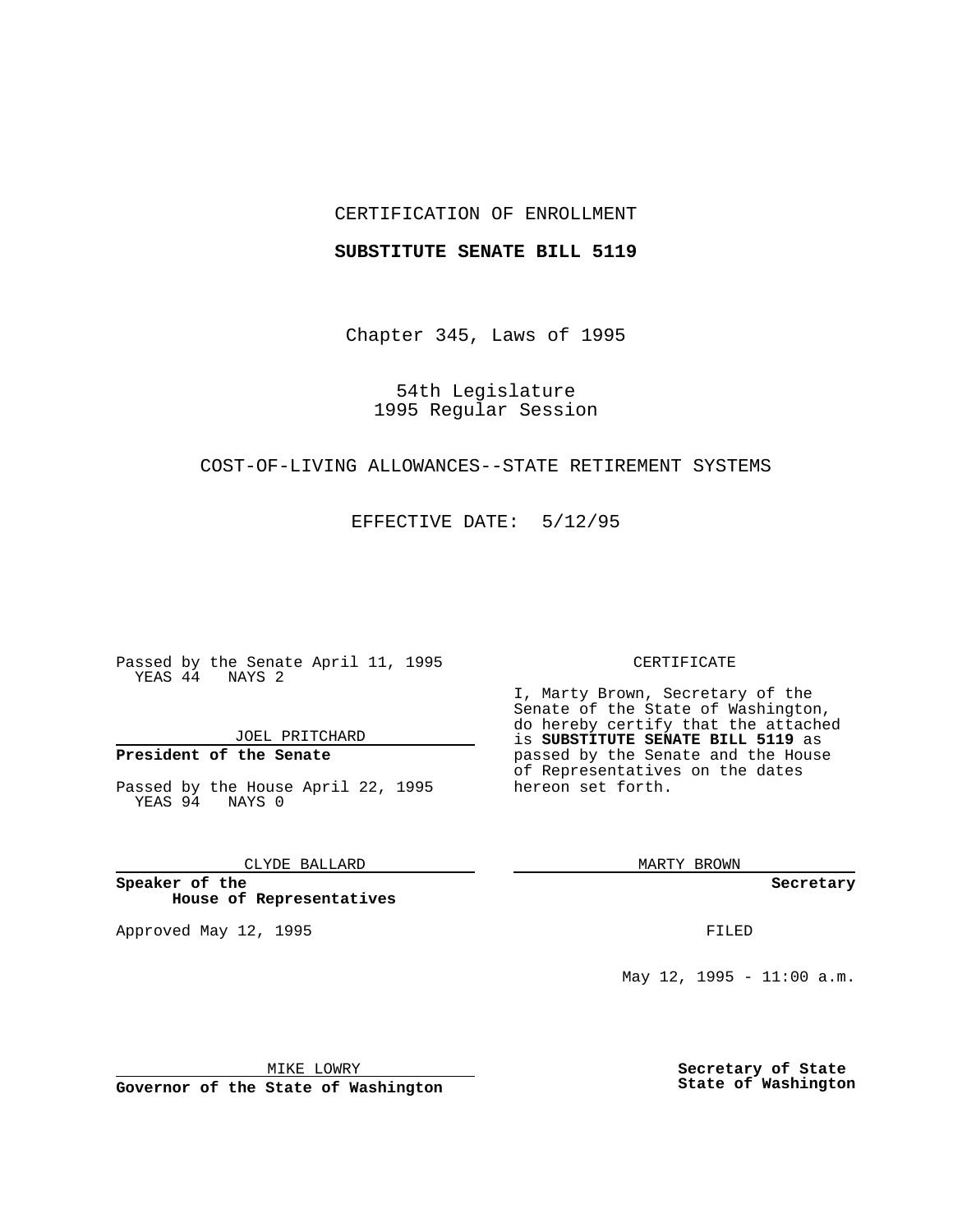CERTIFICATION OF ENROLLMENT

**SUBSTITUTE SENATE BILL 5119**

Chapter 345, Laws of 1995

54th Legislature
1995 Regular Session

COST-OF-LIVING ALLOWANCES--STATE RETIREMENT SYSTEMS

EFFECTIVE DATE: 5/12/95

Passed by the Senate April 11, 1995
YEAS 44 NAYS 2

JOEL PRITCHARD

**President of the Senate**

Passed by the House April 22, 1995
YEAS 94 NAYS 0

CLYDE BALLARD

**Speaker of the House of Representatives**

Approved May 12, 1995

MIKE LOWRY

**Governor of the State of Washington**

CERTIFICATE

I, Marty Brown, Secretary of the Senate of the State of Washington, do hereby certify that the attached is **SUBSTITUTE SENATE BILL 5119** as passed by the Senate and the House of Representatives on the dates hereon set forth.

MARTY BROWN

**Secretary**

FILED

May 12, 1995 - 11:00 a.m.

**Secretary of State**
**State of Washington**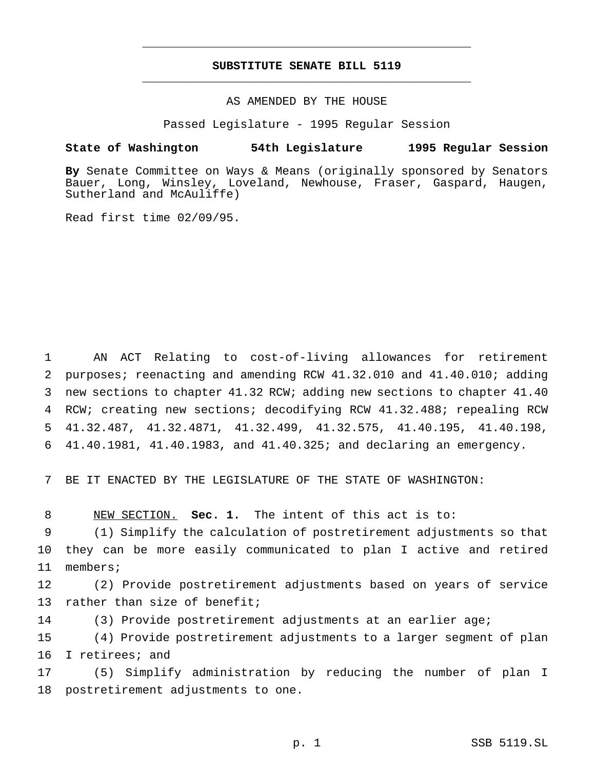# SUBSTITUTE SENATE BILL 5119

AS AMENDED BY THE HOUSE

Passed Legislature - 1995 Regular Session

**State of Washington 54th Legislature 1995 Regular Session**

**By** Senate Committee on Ways & Means (originally sponsored by Senators Bauer, Long, Winsley, Loveland, Newhouse, Fraser, Gaspard, Haugen, Sutherland and McAuliffe)

Read first time 02/09/95.

AN ACT Relating to cost-of-living allowances for retirement purposes; reenacting and amending RCW 41.32.010 and 41.40.010; adding new sections to chapter 41.32 RCW; adding new sections to chapter 41.40 RCW; creating new sections; decodifying RCW 41.32.488; repealing RCW 41.32.487, 41.32.4871, 41.32.499, 41.32.575, 41.40.195, 41.40.198, 41.40.1981, 41.40.1983, and 41.40.325; and declaring an emergency.

BE IT ENACTED BY THE LEGISLATURE OF THE STATE OF WASHINGTON:

NEW SECTION. **Sec. 1.** The intent of this act is to:

(1) Simplify the calculation of postretirement adjustments so that they can be more easily communicated to plan I active and retired members;

(2) Provide postretirement adjustments based on years of service rather than size of benefit;

(3) Provide postretirement adjustments at an earlier age;

(4) Provide postretirement adjustments to a larger segment of plan I retirees; and

(5) Simplify administration by reducing the number of plan I postretirement adjustments to one.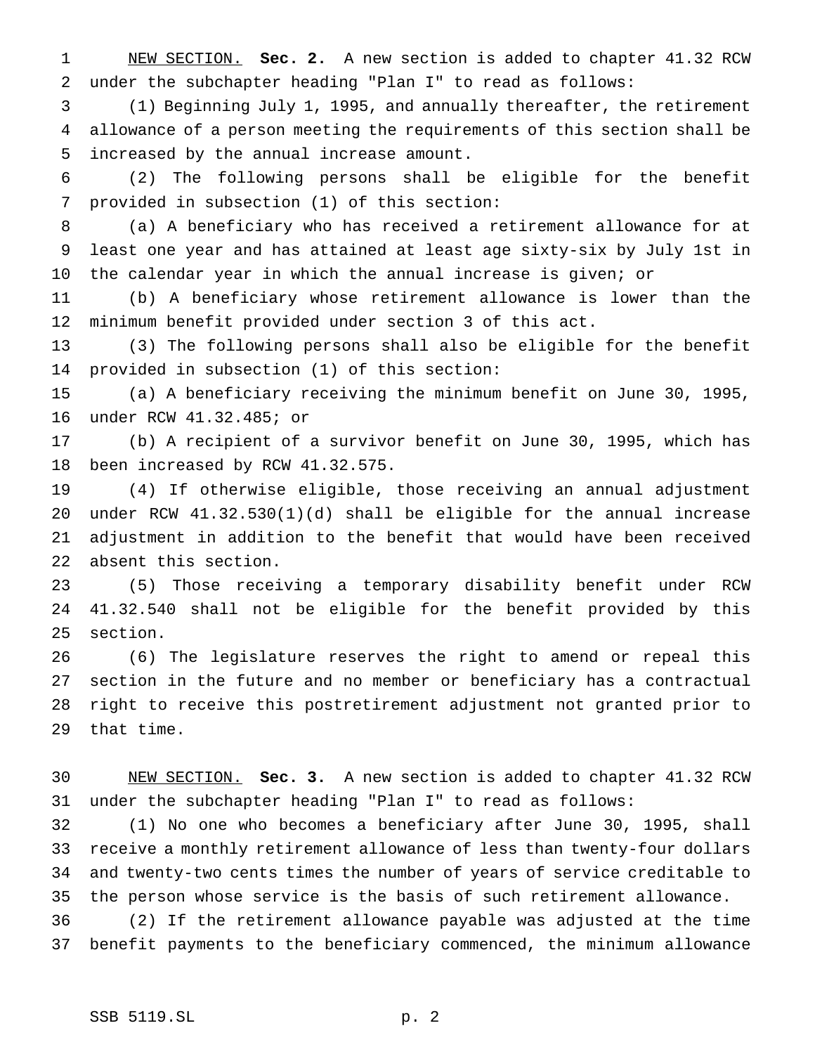NEW SECTION. **Sec. 2.** A new section is added to chapter 41.32 RCW under the subchapter heading "Plan I" to read as follows:

(1) Beginning July 1, 1995, and annually thereafter, the retirement allowance of a person meeting the requirements of this section shall be increased by the annual increase amount.

(2) The following persons shall be eligible for the benefit provided in subsection (1) of this section:

(a) A beneficiary who has received a retirement allowance for at least one year and has attained at least age sixty-six by July 1st in the calendar year in which the annual increase is given; or

(b) A beneficiary whose retirement allowance is lower than the minimum benefit provided under section 3 of this act.

(3) The following persons shall also be eligible for the benefit provided in subsection (1) of this section:

(a) A beneficiary receiving the minimum benefit on June 30, 1995, under RCW 41.32.485; or

(b) A recipient of a survivor benefit on June 30, 1995, which has been increased by RCW 41.32.575.

(4) If otherwise eligible, those receiving an annual adjustment under RCW 41.32.530(1)(d) shall be eligible for the annual increase adjustment in addition to the benefit that would have been received absent this section.

(5) Those receiving a temporary disability benefit under RCW 41.32.540 shall not be eligible for the benefit provided by this section.

(6) The legislature reserves the right to amend or repeal this section in the future and no member or beneficiary has a contractual right to receive this postretirement adjustment not granted prior to that time.

NEW SECTION. **Sec. 3.** A new section is added to chapter 41.32 RCW under the subchapter heading "Plan I" to read as follows:

(1) No one who becomes a beneficiary after June 30, 1995, shall receive a monthly retirement allowance of less than twenty-four dollars and twenty-two cents times the number of years of service creditable to the person whose service is the basis of such retirement allowance.

(2) If the retirement allowance payable was adjusted at the time benefit payments to the beneficiary commenced, the minimum allowance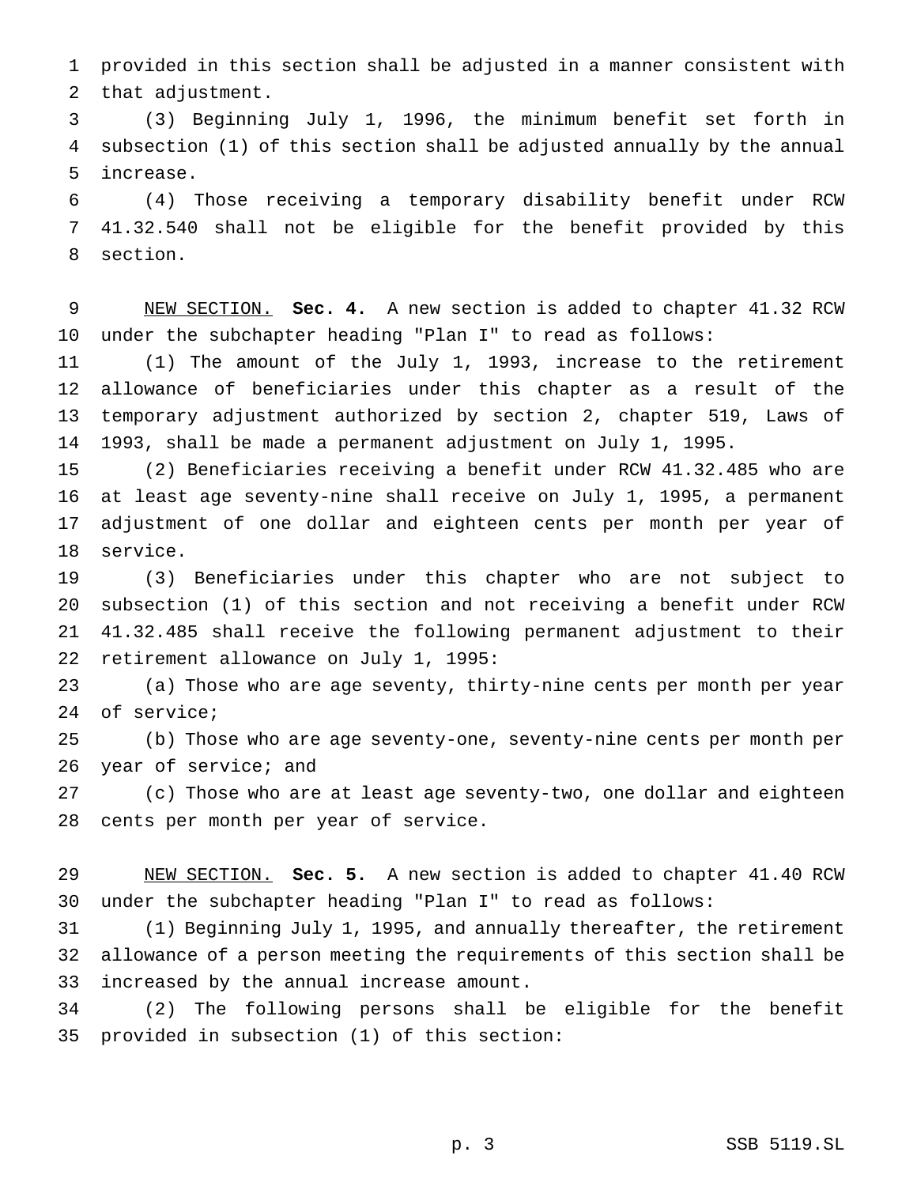provided in this section shall be adjusted in a manner consistent with that adjustment.

(3) Beginning July 1, 1996, the minimum benefit set forth in subsection (1) of this section shall be adjusted annually by the annual increase.

(4) Those receiving a temporary disability benefit under RCW 41.32.540 shall not be eligible for the benefit provided by this section.

NEW SECTION. **Sec. 4.** A new section is added to chapter 41.32 RCW under the subchapter heading "Plan I" to read as follows:

(1) The amount of the July 1, 1993, increase to the retirement allowance of beneficiaries under this chapter as a result of the temporary adjustment authorized by section 2, chapter 519, Laws of 1993, shall be made a permanent adjustment on July 1, 1995.

(2) Beneficiaries receiving a benefit under RCW 41.32.485 who are at least age seventy-nine shall receive on July 1, 1995, a permanent adjustment of one dollar and eighteen cents per month per year of service.

(3) Beneficiaries under this chapter who are not subject to subsection (1) of this section and not receiving a benefit under RCW 41.32.485 shall receive the following permanent adjustment to their retirement allowance on July 1, 1995:

(a) Those who are age seventy, thirty-nine cents per month per year of service;

(b) Those who are age seventy-one, seventy-nine cents per month per year of service; and

(c) Those who are at least age seventy-two, one dollar and eighteen cents per month per year of service.

NEW SECTION. **Sec. 5.** A new section is added to chapter 41.40 RCW under the subchapter heading "Plan I" to read as follows:

(1) Beginning July 1, 1995, and annually thereafter, the retirement allowance of a person meeting the requirements of this section shall be increased by the annual increase amount.

(2) The following persons shall be eligible for the benefit provided in subsection (1) of this section: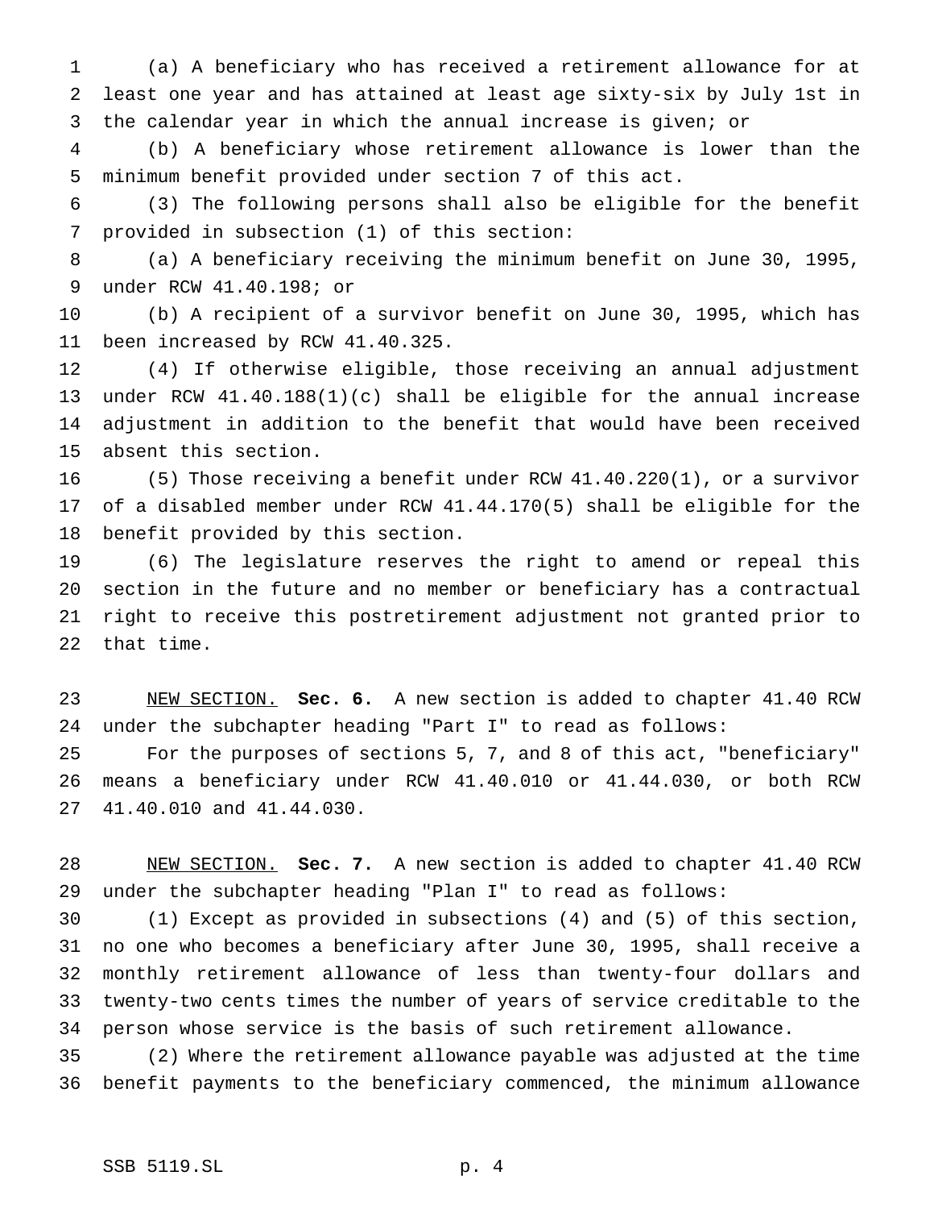(a) A beneficiary who has received a retirement allowance for at least one year and has attained at least age sixty-six by July 1st in the calendar year in which the annual increase is given; or

(b) A beneficiary whose retirement allowance is lower than the minimum benefit provided under section 7 of this act.

(3) The following persons shall also be eligible for the benefit provided in subsection (1) of this section:

(a) A beneficiary receiving the minimum benefit on June 30, 1995, under RCW 41.40.198; or

(b) A recipient of a survivor benefit on June 30, 1995, which has been increased by RCW 41.40.325.

(4) If otherwise eligible, those receiving an annual adjustment under RCW 41.40.188(1)(c) shall be eligible for the annual increase adjustment in addition to the benefit that would have been received absent this section.

(5) Those receiving a benefit under RCW 41.40.220(1), or a survivor of a disabled member under RCW 41.44.170(5) shall be eligible for the benefit provided by this section.

(6) The legislature reserves the right to amend or repeal this section in the future and no member or beneficiary has a contractual right to receive this postretirement adjustment not granted prior to that time.

NEW SECTION. **Sec. 6.** A new section is added to chapter 41.40 RCW under the subchapter heading "Part I" to read as follows:

For the purposes of sections 5, 7, and 8 of this act, "beneficiary" means a beneficiary under RCW 41.40.010 or 41.44.030, or both RCW 41.40.010 and 41.44.030.

NEW SECTION. **Sec. 7.** A new section is added to chapter 41.40 RCW under the subchapter heading "Plan I" to read as follows:

(1) Except as provided in subsections (4) and (5) of this section, no one who becomes a beneficiary after June 30, 1995, shall receive a monthly retirement allowance of less than twenty-four dollars and twenty-two cents times the number of years of service creditable to the person whose service is the basis of such retirement allowance.

(2) Where the retirement allowance payable was adjusted at the time benefit payments to the beneficiary commenced, the minimum allowance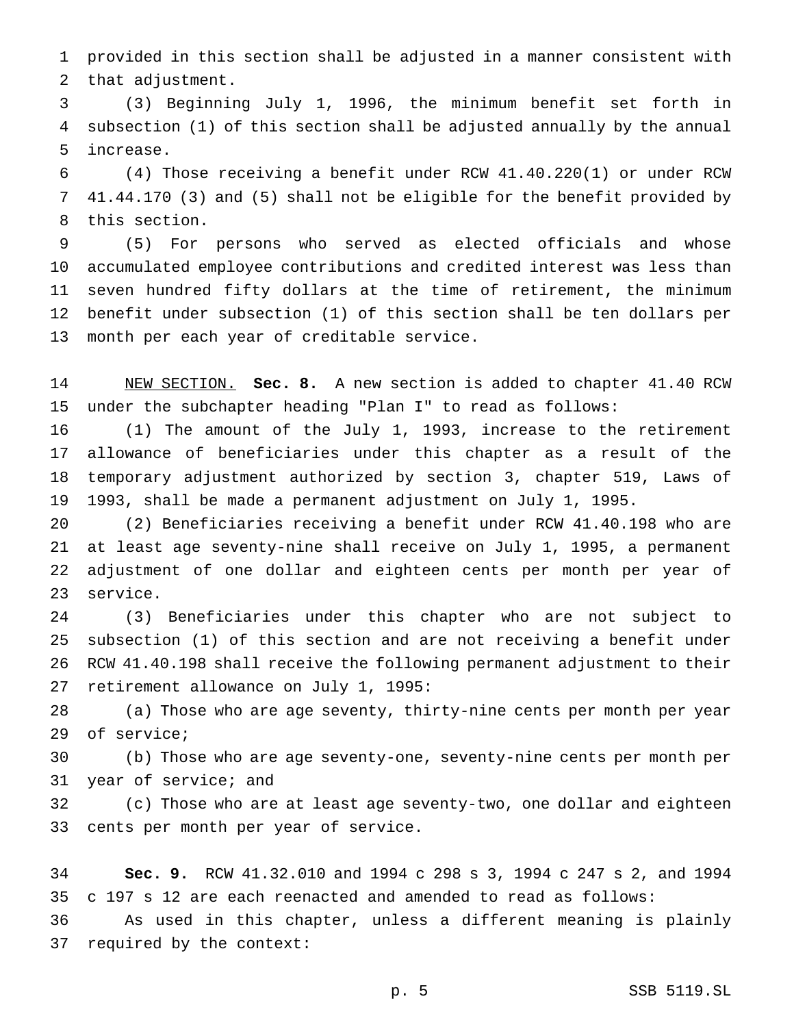provided in this section shall be adjusted in a manner consistent with that adjustment.

(3) Beginning July 1, 1996, the minimum benefit set forth in subsection (1) of this section shall be adjusted annually by the annual increase.

(4) Those receiving a benefit under RCW 41.40.220(1) or under RCW 41.44.170 (3) and (5) shall not be eligible for the benefit provided by this section.

(5) For persons who served as elected officials and whose accumulated employee contributions and credited interest was less than seven hundred fifty dollars at the time of retirement, the minimum benefit under subsection (1) of this section shall be ten dollars per month per each year of creditable service.

NEW SECTION. **Sec. 8.** A new section is added to chapter 41.40 RCW under the subchapter heading "Plan I" to read as follows:

(1) The amount of the July 1, 1993, increase to the retirement allowance of beneficiaries under this chapter as a result of the temporary adjustment authorized by section 3, chapter 519, Laws of 1993, shall be made a permanent adjustment on July 1, 1995.

(2) Beneficiaries receiving a benefit under RCW 41.40.198 who are at least age seventy-nine shall receive on July 1, 1995, a permanent adjustment of one dollar and eighteen cents per month per year of service.

(3) Beneficiaries under this chapter who are not subject to subsection (1) of this section and are not receiving a benefit under RCW 41.40.198 shall receive the following permanent adjustment to their retirement allowance on July 1, 1995:

(a) Those who are age seventy, thirty-nine cents per month per year of service;

(b) Those who are age seventy-one, seventy-nine cents per month per year of service; and

(c) Those who are at least age seventy-two, one dollar and eighteen cents per month per year of service.

**Sec. 9.** RCW 41.32.010 and 1994 c 298 s 3, 1994 c 247 s 2, and 1994 c 197 s 12 are each reenacted and amended to read as follows:

As used in this chapter, unless a different meaning is plainly required by the context: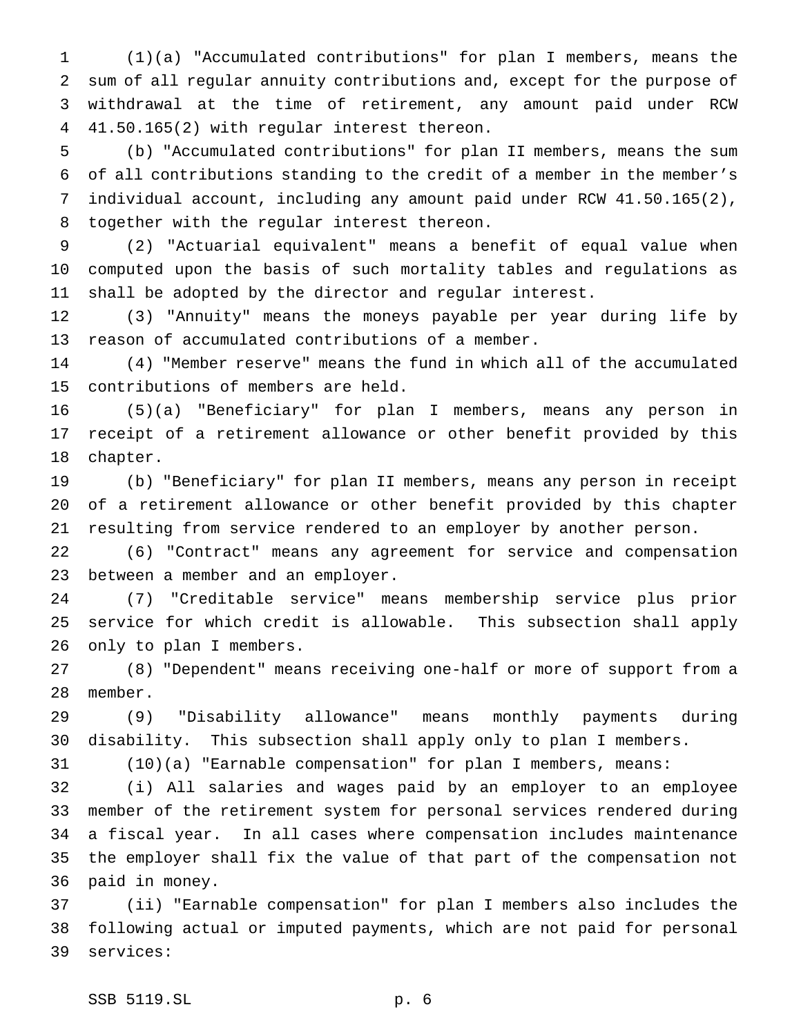(1)(a) "Accumulated contributions" for plan I members, means the sum of all regular annuity contributions and, except for the purpose of withdrawal at the time of retirement, any amount paid under RCW 41.50.165(2) with regular interest thereon.

(b) "Accumulated contributions" for plan II members, means the sum of all contributions standing to the credit of a member in the member's individual account, including any amount paid under RCW 41.50.165(2), together with the regular interest thereon.

(2) "Actuarial equivalent" means a benefit of equal value when computed upon the basis of such mortality tables and regulations as shall be adopted by the director and regular interest.

(3) "Annuity" means the moneys payable per year during life by reason of accumulated contributions of a member.

(4) "Member reserve" means the fund in which all of the accumulated contributions of members are held.

(5)(a) "Beneficiary" for plan I members, means any person in receipt of a retirement allowance or other benefit provided by this chapter.

(b) "Beneficiary" for plan II members, means any person in receipt of a retirement allowance or other benefit provided by this chapter resulting from service rendered to an employer by another person.

(6) "Contract" means any agreement for service and compensation between a member and an employer.

(7) "Creditable service" means membership service plus prior service for which credit is allowable. This subsection shall apply only to plan I members.

(8) "Dependent" means receiving one-half or more of support from a member.

(9) "Disability allowance" means monthly payments during disability. This subsection shall apply only to plan I members.

(10)(a) "Earnable compensation" for plan I members, means:

(i) All salaries and wages paid by an employer to an employee member of the retirement system for personal services rendered during a fiscal year. In all cases where compensation includes maintenance the employer shall fix the value of that part of the compensation not paid in money.

(ii) "Earnable compensation" for plan I members also includes the following actual or imputed payments, which are not paid for personal services: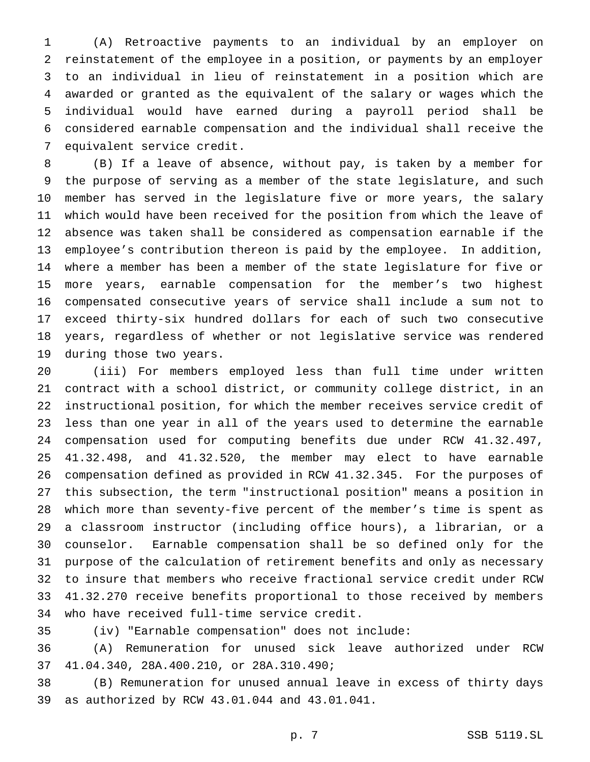(A) Retroactive payments to an individual by an employer on reinstatement of the employee in a position, or payments by an employer to an individual in lieu of reinstatement in a position which are awarded or granted as the equivalent of the salary or wages which the individual would have earned during a payroll period shall be considered earnable compensation and the individual shall receive the equivalent service credit.

(B) If a leave of absence, without pay, is taken by a member for the purpose of serving as a member of the state legislature, and such member has served in the legislature five or more years, the salary which would have been received for the position from which the leave of absence was taken shall be considered as compensation earnable if the employee's contribution thereon is paid by the employee. In addition, where a member has been a member of the state legislature for five or more years, earnable compensation for the member's two highest compensated consecutive years of service shall include a sum not to exceed thirty-six hundred dollars for each of such two consecutive years, regardless of whether or not legislative service was rendered during those two years.

(iii) For members employed less than full time under written contract with a school district, or community college district, in an instructional position, for which the member receives service credit of less than one year in all of the years used to determine the earnable compensation used for computing benefits due under RCW 41.32.497, 41.32.498, and 41.32.520, the member may elect to have earnable compensation defined as provided in RCW 41.32.345. For the purposes of this subsection, the term "instructional position" means a position in which more than seventy-five percent of the member's time is spent as a classroom instructor (including office hours), a librarian, or a counselor. Earnable compensation shall be so defined only for the purpose of the calculation of retirement benefits and only as necessary to insure that members who receive fractional service credit under RCW 41.32.270 receive benefits proportional to those received by members who have received full-time service credit.

(iv) "Earnable compensation" does not include:

(A) Remuneration for unused sick leave authorized under RCW 41.04.340, 28A.400.210, or 28A.310.490;

(B) Remuneration for unused annual leave in excess of thirty days as authorized by RCW 43.01.044 and 43.01.041.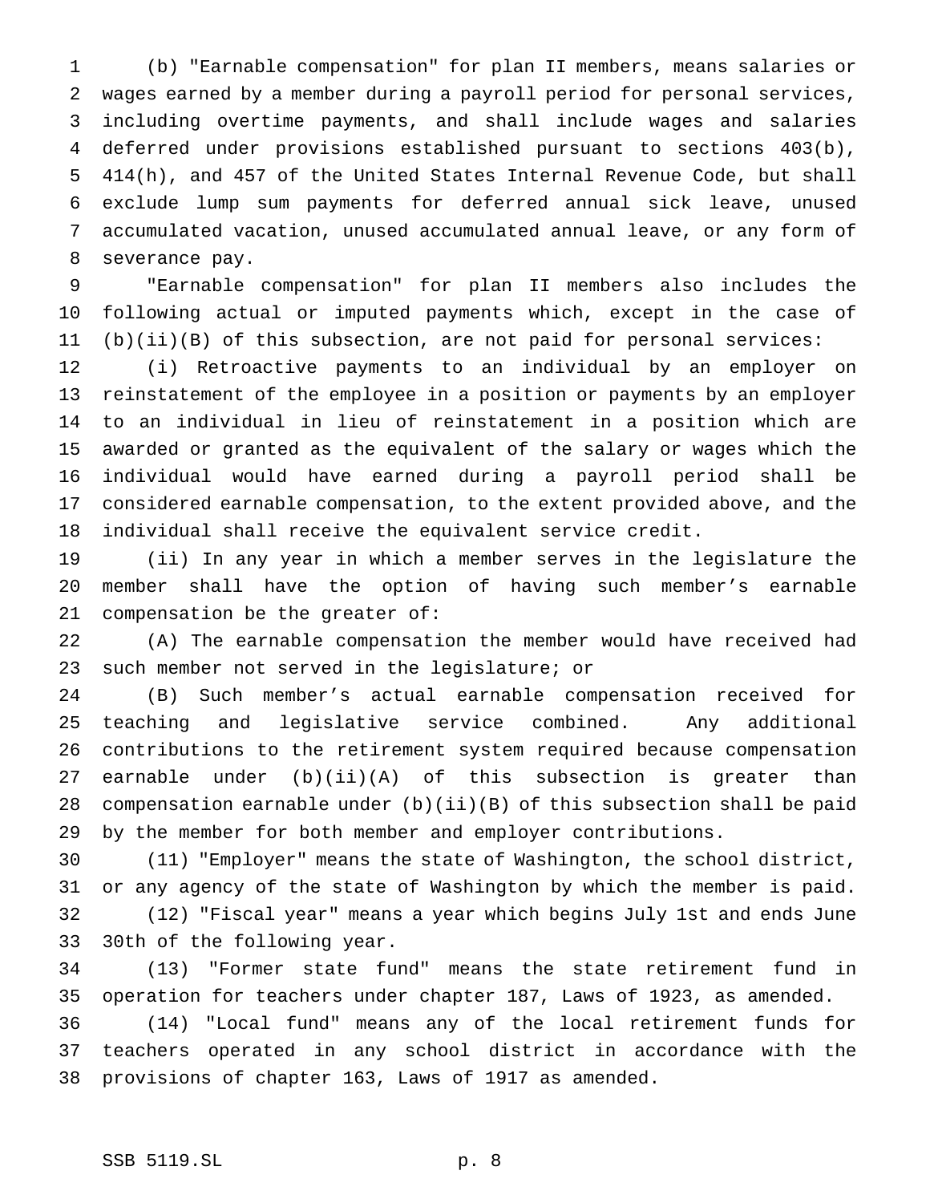(b) "Earnable compensation" for plan II members, means salaries or wages earned by a member during a payroll period for personal services, including overtime payments, and shall include wages and salaries deferred under provisions established pursuant to sections 403(b), 414(h), and 457 of the United States Internal Revenue Code, but shall exclude lump sum payments for deferred annual sick leave, unused accumulated vacation, unused accumulated annual leave, or any form of severance pay.

"Earnable compensation" for plan II members also includes the following actual or imputed payments which, except in the case of (b)(ii)(B) of this subsection, are not paid for personal services:

(i) Retroactive payments to an individual by an employer on reinstatement of the employee in a position or payments by an employer to an individual in lieu of reinstatement in a position which are awarded or granted as the equivalent of the salary or wages which the individual would have earned during a payroll period shall be considered earnable compensation, to the extent provided above, and the individual shall receive the equivalent service credit.

(ii) In any year in which a member serves in the legislature the member shall have the option of having such member's earnable compensation be the greater of:

(A) The earnable compensation the member would have received had such member not served in the legislature; or

(B) Such member's actual earnable compensation received for teaching and legislative service combined. Any additional contributions to the retirement system required because compensation earnable under (b)(ii)(A) of this subsection is greater than compensation earnable under (b)(ii)(B) of this subsection shall be paid by the member for both member and employer contributions.

(11) "Employer" means the state of Washington, the school district, or any agency of the state of Washington by which the member is paid.

(12) "Fiscal year" means a year which begins July 1st and ends June 30th of the following year.

(13) "Former state fund" means the state retirement fund in operation for teachers under chapter 187, Laws of 1923, as amended.

(14) "Local fund" means any of the local retirement funds for teachers operated in any school district in accordance with the provisions of chapter 163, Laws of 1917 as amended.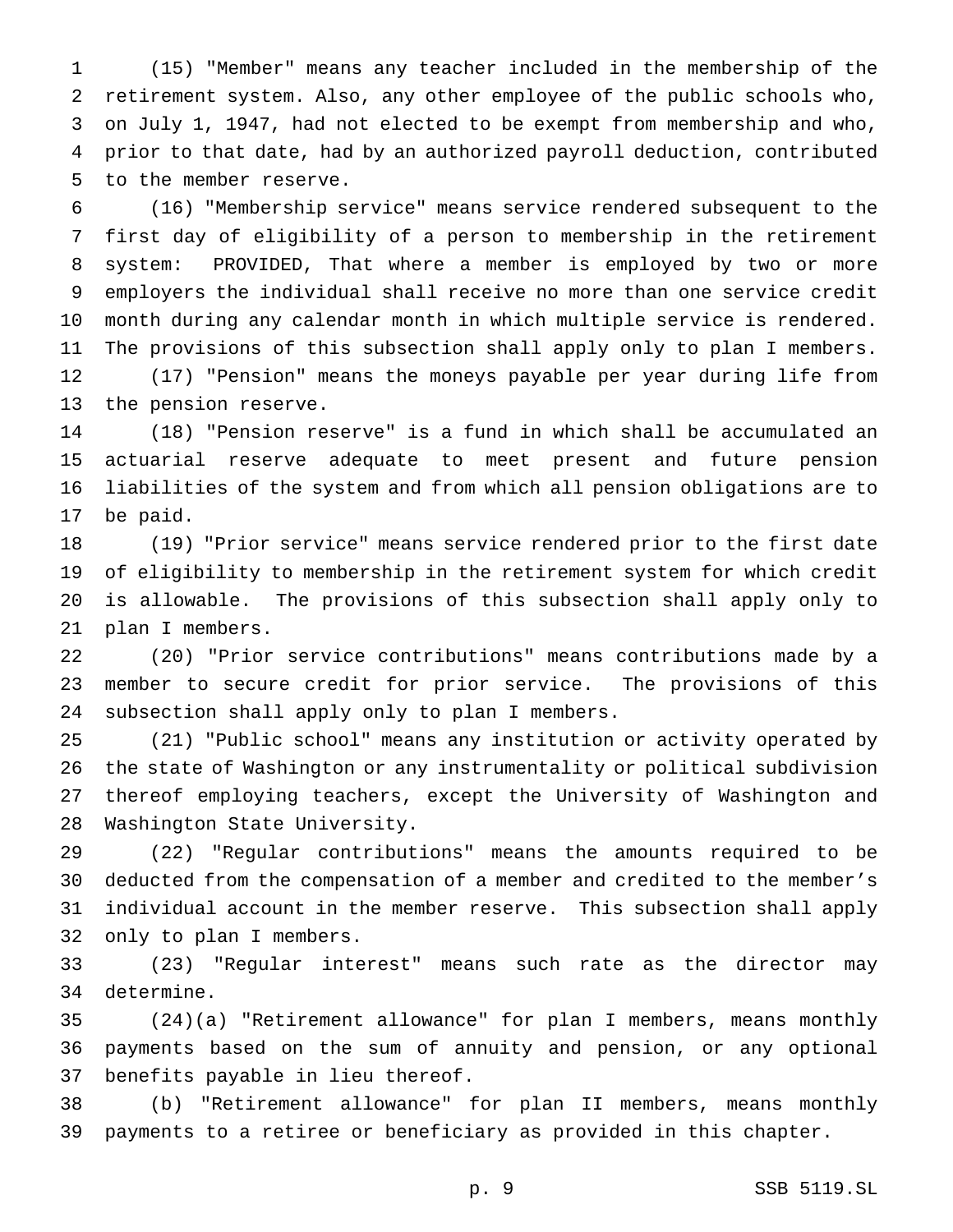(15) "Member" means any teacher included in the membership of the retirement system. Also, any other employee of the public schools who, on July 1, 1947, had not elected to be exempt from membership and who, prior to that date, had by an authorized payroll deduction, contributed to the member reserve.

(16) "Membership service" means service rendered subsequent to the first day of eligibility of a person to membership in the retirement system: PROVIDED, That where a member is employed by two or more employers the individual shall receive no more than one service credit month during any calendar month in which multiple service is rendered. The provisions of this subsection shall apply only to plan I members.

(17) "Pension" means the moneys payable per year during life from the pension reserve.

(18) "Pension reserve" is a fund in which shall be accumulated an actuarial reserve adequate to meet present and future pension liabilities of the system and from which all pension obligations are to be paid.

(19) "Prior service" means service rendered prior to the first date of eligibility to membership in the retirement system for which credit is allowable. The provisions of this subsection shall apply only to plan I members.

(20) "Prior service contributions" means contributions made by a member to secure credit for prior service. The provisions of this subsection shall apply only to plan I members.

(21) "Public school" means any institution or activity operated by the state of Washington or any instrumentality or political subdivision thereof employing teachers, except the University of Washington and Washington State University.

(22) "Regular contributions" means the amounts required to be deducted from the compensation of a member and credited to the member's individual account in the member reserve. This subsection shall apply only to plan I members.

(23) "Regular interest" means such rate as the director may determine.

(24)(a) "Retirement allowance" for plan I members, means monthly payments based on the sum of annuity and pension, or any optional benefits payable in lieu thereof.

(b) "Retirement allowance" for plan II members, means monthly payments to a retiree or beneficiary as provided in this chapter.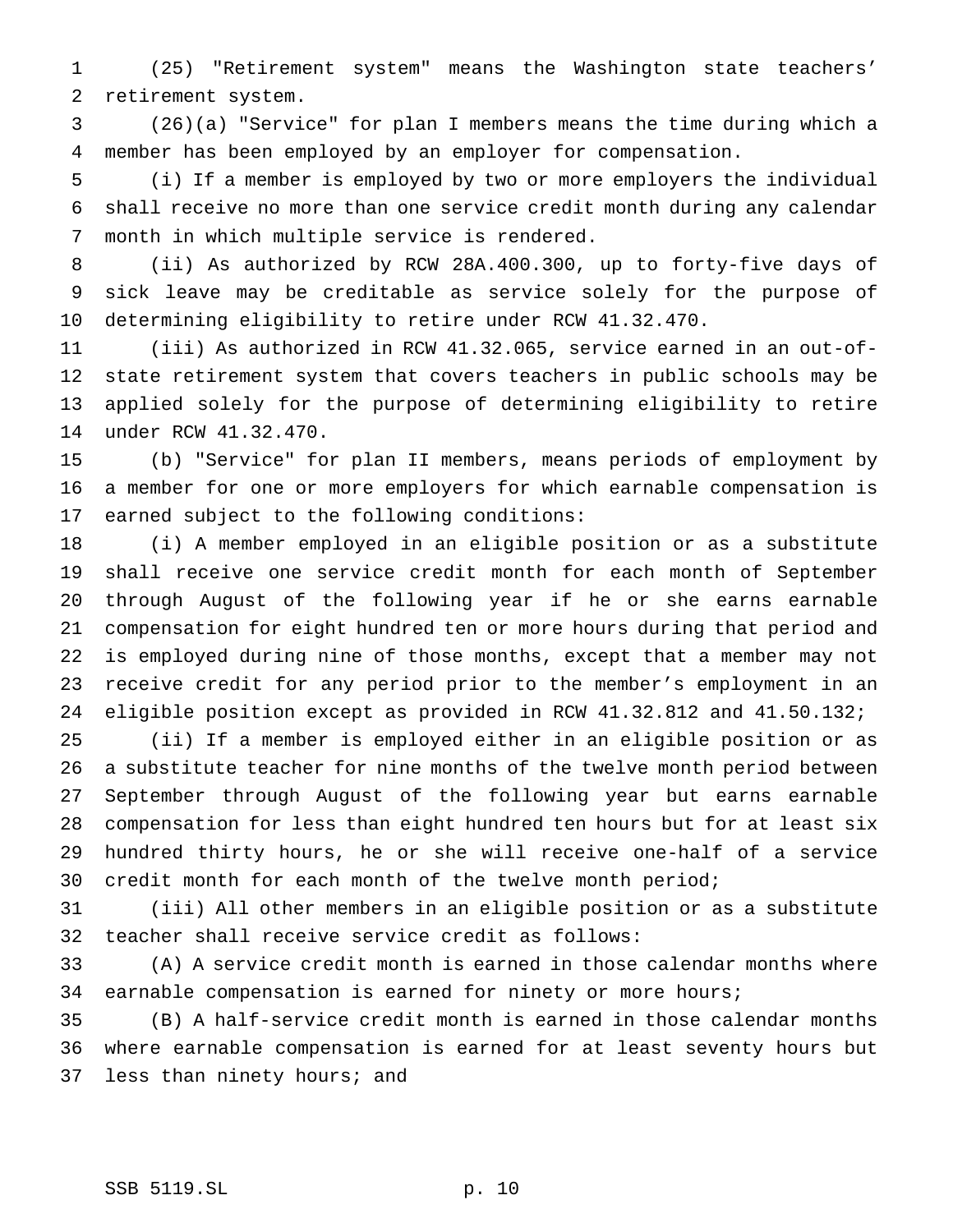(25) "Retirement system" means the Washington state teachers' retirement system.

(26)(a) "Service" for plan I members means the time during which a member has been employed by an employer for compensation.

(i) If a member is employed by two or more employers the individual shall receive no more than one service credit month during any calendar month in which multiple service is rendered.

(ii) As authorized by RCW 28A.400.300, up to forty-five days of sick leave may be creditable as service solely for the purpose of determining eligibility to retire under RCW 41.32.470.

(iii) As authorized in RCW 41.32.065, service earned in an out-of-state retirement system that covers teachers in public schools may be applied solely for the purpose of determining eligibility to retire under RCW 41.32.470.

(b) "Service" for plan II members, means periods of employment by a member for one or more employers for which earnable compensation is earned subject to the following conditions:

(i) A member employed in an eligible position or as a substitute shall receive one service credit month for each month of September through August of the following year if he or she earns earnable compensation for eight hundred ten or more hours during that period and is employed during nine of those months, except that a member may not receive credit for any period prior to the member's employment in an eligible position except as provided in RCW 41.32.812 and 41.50.132;

(ii) If a member is employed either in an eligible position or as a substitute teacher for nine months of the twelve month period between September through August of the following year but earns earnable compensation for less than eight hundred ten hours but for at least six hundred thirty hours, he or she will receive one-half of a service credit month for each month of the twelve month period;

(iii) All other members in an eligible position or as a substitute teacher shall receive service credit as follows:

(A) A service credit month is earned in those calendar months where earnable compensation is earned for ninety or more hours;

(B) A half-service credit month is earned in those calendar months where earnable compensation is earned for at least seventy hours but less than ninety hours; and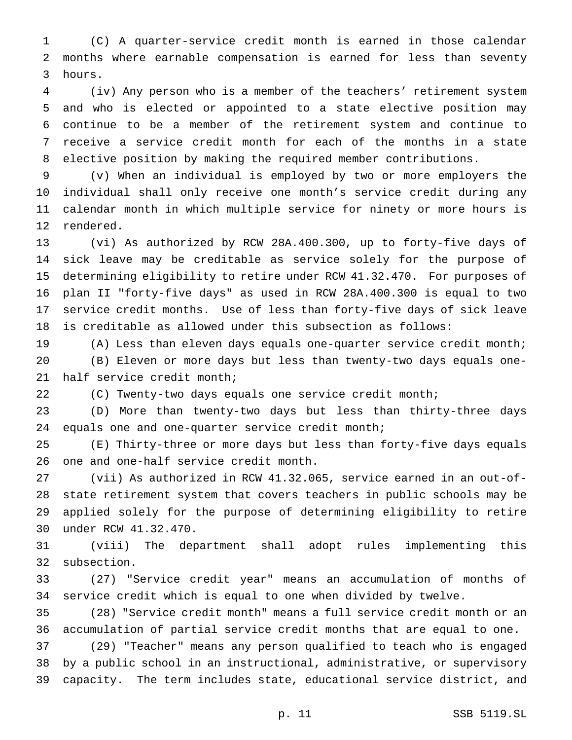(C) A quarter-service credit month is earned in those calendar months where earnable compensation is earned for less than seventy hours.

(iv) Any person who is a member of the teachers' retirement system and who is elected or appointed to a state elective position may continue to be a member of the retirement system and continue to receive a service credit month for each of the months in a state elective position by making the required member contributions.

(v) When an individual is employed by two or more employers the individual shall only receive one month's service credit during any calendar month in which multiple service for ninety or more hours is rendered.

(vi) As authorized by RCW 28A.400.300, up to forty-five days of sick leave may be creditable as service solely for the purpose of determining eligibility to retire under RCW 41.32.470. For purposes of plan II "forty-five days" as used in RCW 28A.400.300 is equal to two service credit months. Use of less than forty-five days of sick leave is creditable as allowed under this subsection as follows:

(A) Less than eleven days equals one-quarter service credit month;

(B) Eleven or more days but less than twenty-two days equals one-half service credit month;

(C) Twenty-two days equals one service credit month;

(D) More than twenty-two days but less than thirty-three days equals one and one-quarter service credit month;

(E) Thirty-three or more days but less than forty-five days equals one and one-half service credit month.

(vii) As authorized in RCW 41.32.065, service earned in an out-of-state retirement system that covers teachers in public schools may be applied solely for the purpose of determining eligibility to retire under RCW 41.32.470.

(viii) The department shall adopt rules implementing this subsection.

(27) "Service credit year" means an accumulation of months of service credit which is equal to one when divided by twelve.

(28) "Service credit month" means a full service credit month or an accumulation of partial service credit months that are equal to one.

(29) "Teacher" means any person qualified to teach who is engaged by a public school in an instructional, administrative, or supervisory capacity. The term includes state, educational service district, and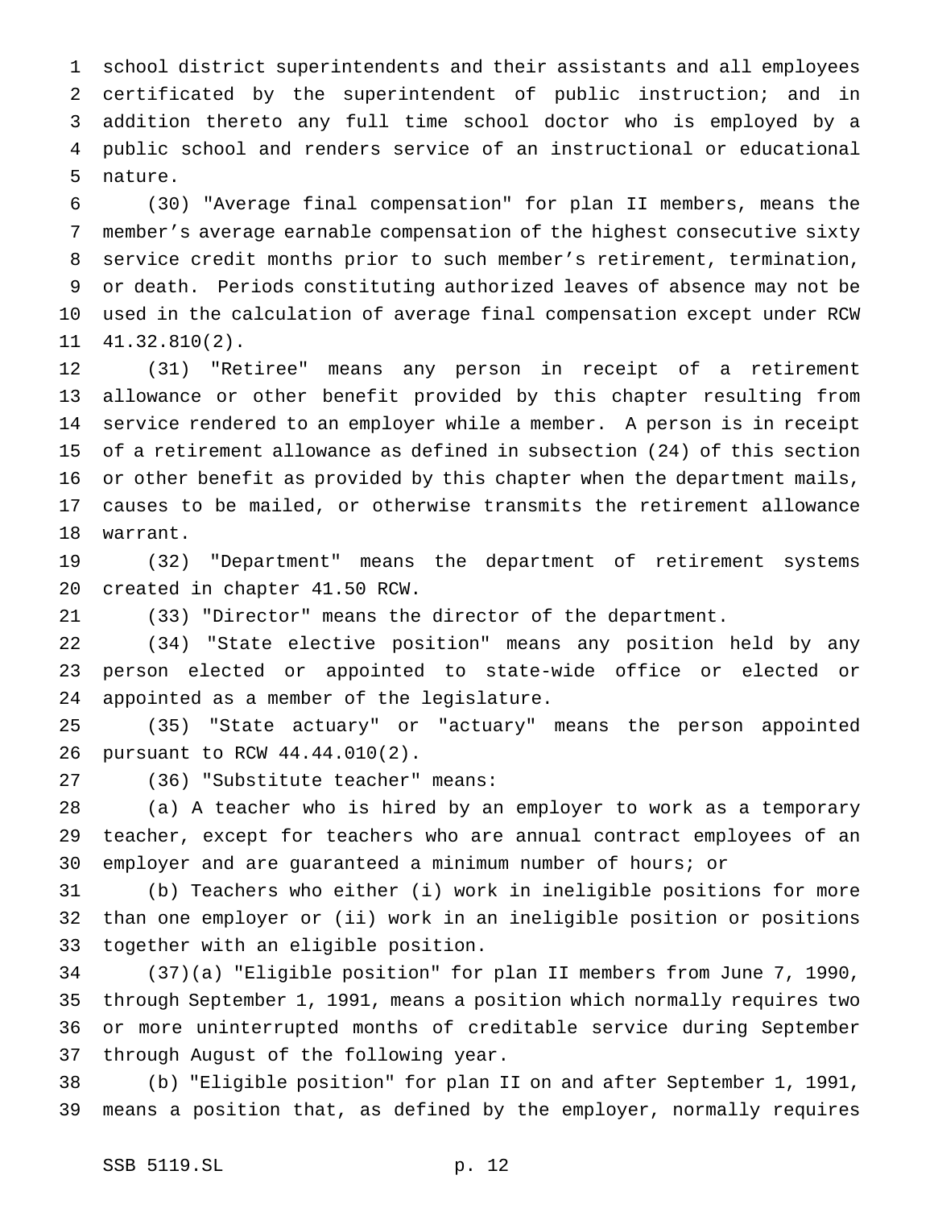school district superintendents and their assistants and all employees certificated by the superintendent of public instruction; and in addition thereto any full time school doctor who is employed by a public school and renders service of an instructional or educational nature.

(30) "Average final compensation" for plan II members, means the member's average earnable compensation of the highest consecutive sixty service credit months prior to such member's retirement, termination, or death. Periods constituting authorized leaves of absence may not be used in the calculation of average final compensation except under RCW 41.32.810(2).

(31) "Retiree" means any person in receipt of a retirement allowance or other benefit provided by this chapter resulting from service rendered to an employer while a member. A person is in receipt of a retirement allowance as defined in subsection (24) of this section or other benefit as provided by this chapter when the department mails, causes to be mailed, or otherwise transmits the retirement allowance warrant.

(32) "Department" means the department of retirement systems created in chapter 41.50 RCW.

(33) "Director" means the director of the department.

(34) "State elective position" means any position held by any person elected or appointed to state-wide office or elected or appointed as a member of the legislature.

(35) "State actuary" or "actuary" means the person appointed pursuant to RCW 44.44.010(2).

(36) "Substitute teacher" means:

(a) A teacher who is hired by an employer to work as a temporary teacher, except for teachers who are annual contract employees of an employer and are guaranteed a minimum number of hours; or

(b) Teachers who either (i) work in ineligible positions for more than one employer or (ii) work in an ineligible position or positions together with an eligible position.

(37)(a) "Eligible position" for plan II members from June 7, 1990, through September 1, 1991, means a position which normally requires two or more uninterrupted months of creditable service during September through August of the following year.

(b) "Eligible position" for plan II on and after September 1, 1991, means a position that, as defined by the employer, normally requires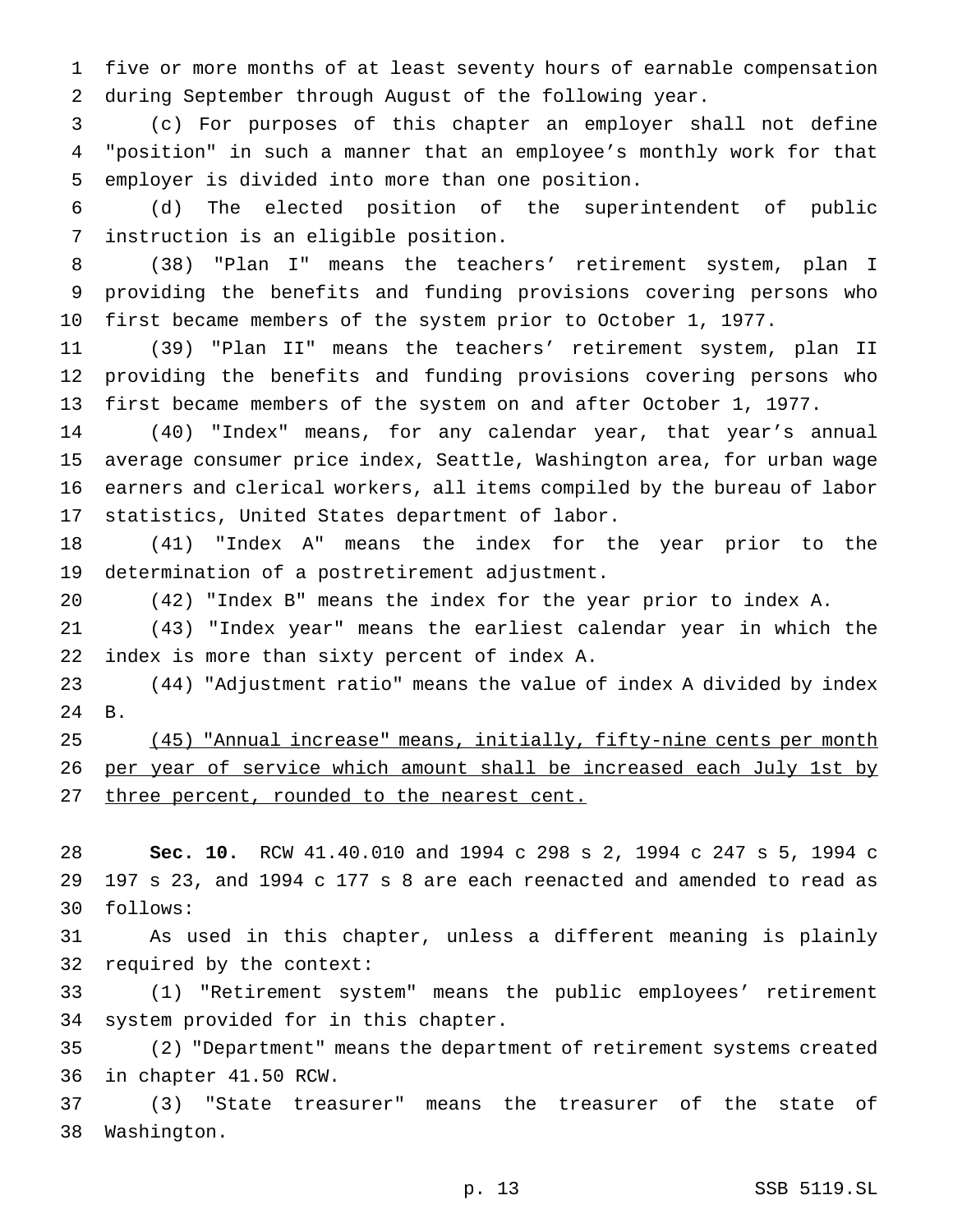five or more months of at least seventy hours of earnable compensation during September through August of the following year.

(c) For purposes of this chapter an employer shall not define "position" in such a manner that an employee's monthly work for that employer is divided into more than one position.

(d) The elected position of the superintendent of public instruction is an eligible position.

(38) "Plan I" means the teachers' retirement system, plan I providing the benefits and funding provisions covering persons who first became members of the system prior to October 1, 1977.

(39) "Plan II" means the teachers' retirement system, plan II providing the benefits and funding provisions covering persons who first became members of the system on and after October 1, 1977.

(40) "Index" means, for any calendar year, that year's annual average consumer price index, Seattle, Washington area, for urban wage earners and clerical workers, all items compiled by the bureau of labor statistics, United States department of labor.

(41) "Index A" means the index for the year prior to the determination of a postretirement adjustment.

(42) "Index B" means the index for the year prior to index A.

(43) "Index year" means the earliest calendar year in which the index is more than sixty percent of index A.

(44) "Adjustment ratio" means the value of index A divided by index B.

<u>(45) "Annual increase" means, initially, fifty-nine cents per month per year of service which amount shall be increased each July 1st by three percent, rounded to the nearest cent.</u>

**Sec. 10.** RCW 41.40.010 and 1994 c 298 s 2, 1994 c 247 s 5, 1994 c 197 s 23, and 1994 c 177 s 8 are each reenacted and amended to read as follows:

As used in this chapter, unless a different meaning is plainly required by the context:

(1) "Retirement system" means the public employees' retirement system provided for in this chapter.

(2) "Department" means the department of retirement systems created in chapter 41.50 RCW.

(3) "State treasurer" means the treasurer of the state of Washington.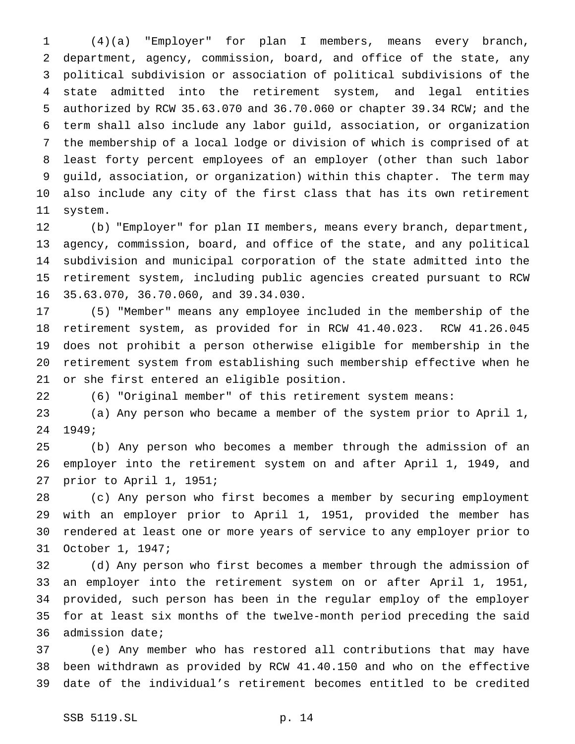(4)(a) "Employer" for plan I members, means every branch, department, agency, commission, board, and office of the state, any political subdivision or association of political subdivisions of the state admitted into the retirement system, and legal entities authorized by RCW 35.63.070 and 36.70.060 or chapter 39.34 RCW; and the term shall also include any labor guild, association, or organization the membership of a local lodge or division of which is comprised of at least forty percent employees of an employer (other than such labor guild, association, or organization) within this chapter. The term may also include any city of the first class that has its own retirement system.

(b) "Employer" for plan II members, means every branch, department, agency, commission, board, and office of the state, and any political subdivision and municipal corporation of the state admitted into the retirement system, including public agencies created pursuant to RCW 35.63.070, 36.70.060, and 39.34.030.

(5) "Member" means any employee included in the membership of the retirement system, as provided for in RCW 41.40.023. RCW 41.26.045 does not prohibit a person otherwise eligible for membership in the retirement system from establishing such membership effective when he or she first entered an eligible position.

(6) "Original member" of this retirement system means:

(a) Any person who became a member of the system prior to April 1, 1949;

(b) Any person who becomes a member through the admission of an employer into the retirement system on and after April 1, 1949, and prior to April 1, 1951;

(c) Any person who first becomes a member by securing employment with an employer prior to April 1, 1951, provided the member has rendered at least one or more years of service to any employer prior to October 1, 1947;

(d) Any person who first becomes a member through the admission of an employer into the retirement system on or after April 1, 1951, provided, such person has been in the regular employ of the employer for at least six months of the twelve-month period preceding the said admission date;

(e) Any member who has restored all contributions that may have been withdrawn as provided by RCW 41.40.150 and who on the effective date of the individual's retirement becomes entitled to be credited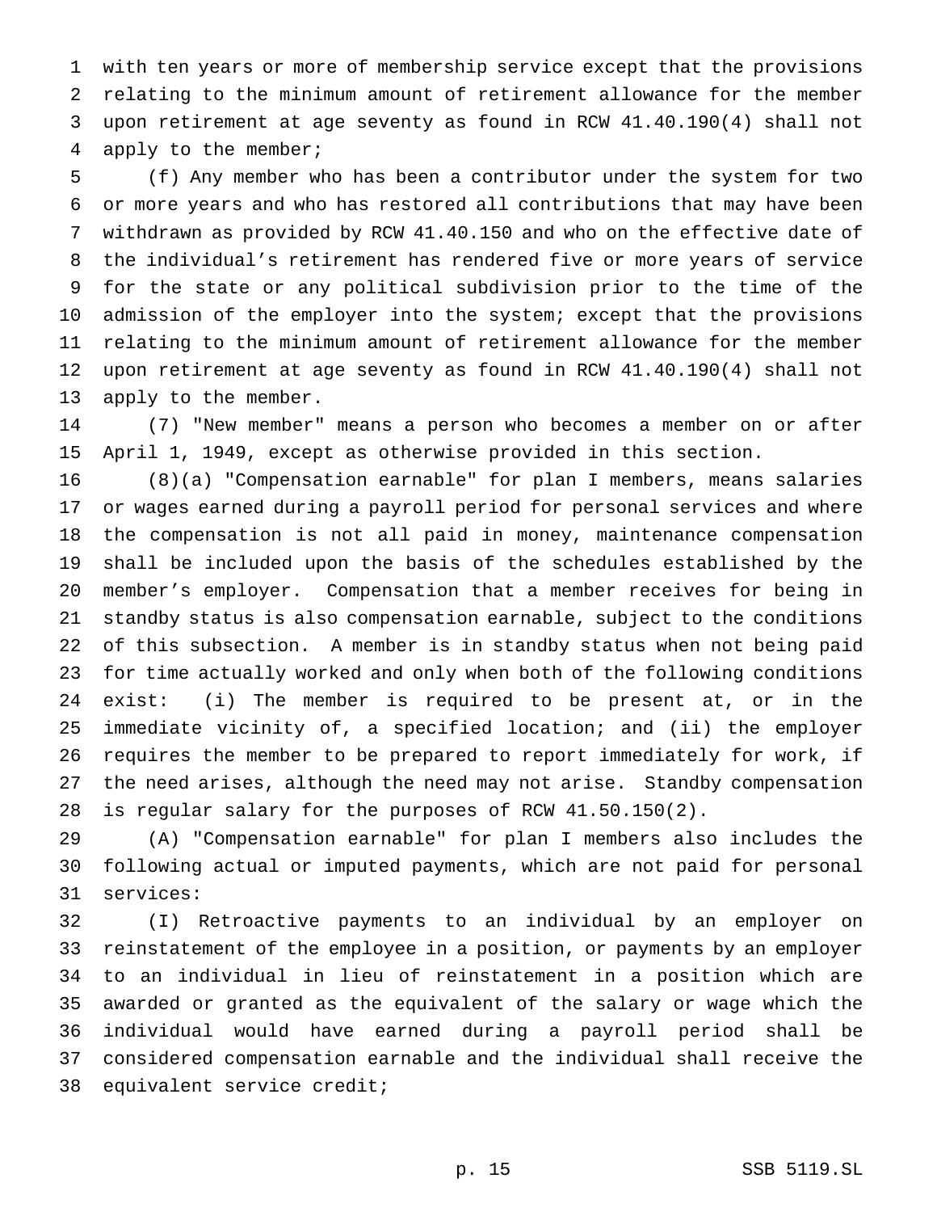with ten years or more of membership service except that the provisions relating to the minimum amount of retirement allowance for the member upon retirement at age seventy as found in RCW 41.40.190(4) shall not apply to the member;

(f) Any member who has been a contributor under the system for two or more years and who has restored all contributions that may have been withdrawn as provided by RCW 41.40.150 and who on the effective date of the individual's retirement has rendered five or more years of service for the state or any political subdivision prior to the time of the admission of the employer into the system; except that the provisions relating to the minimum amount of retirement allowance for the member upon retirement at age seventy as found in RCW 41.40.190(4) shall not apply to the member.

(7) "New member" means a person who becomes a member on or after April 1, 1949, except as otherwise provided in this section.

(8)(a) "Compensation earnable" for plan I members, means salaries or wages earned during a payroll period for personal services and where the compensation is not all paid in money, maintenance compensation shall be included upon the basis of the schedules established by the member's employer. Compensation that a member receives for being in standby status is also compensation earnable, subject to the conditions of this subsection. A member is in standby status when not being paid for time actually worked and only when both of the following conditions exist: (i) The member is required to be present at, or in the immediate vicinity of, a specified location; and (ii) the employer requires the member to be prepared to report immediately for work, if the need arises, although the need may not arise. Standby compensation is regular salary for the purposes of RCW 41.50.150(2).

(A) "Compensation earnable" for plan I members also includes the following actual or imputed payments, which are not paid for personal services:

(I) Retroactive payments to an individual by an employer on reinstatement of the employee in a position, or payments by an employer to an individual in lieu of reinstatement in a position which are awarded or granted as the equivalent of the salary or wage which the individual would have earned during a payroll period shall be considered compensation earnable and the individual shall receive the equivalent service credit;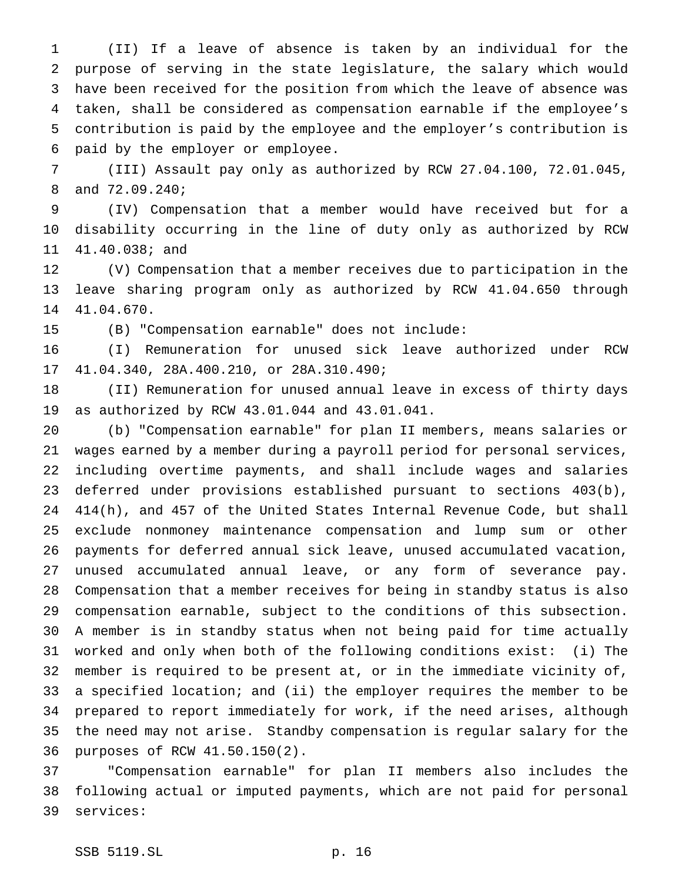(II) If a leave of absence is taken by an individual for the purpose of serving in the state legislature, the salary which would have been received for the position from which the leave of absence was taken, shall be considered as compensation earnable if the employee's contribution is paid by the employee and the employer's contribution is paid by the employer or employee.

(III) Assault pay only as authorized by RCW 27.04.100, 72.01.045, and 72.09.240;

(IV) Compensation that a member would have received but for a disability occurring in the line of duty only as authorized by RCW 41.40.038; and

(V) Compensation that a member receives due to participation in the leave sharing program only as authorized by RCW 41.04.650 through 41.04.670.

(B) "Compensation earnable" does not include:

(I) Remuneration for unused sick leave authorized under RCW 41.04.340, 28A.400.210, or 28A.310.490;

(II) Remuneration for unused annual leave in excess of thirty days as authorized by RCW 43.01.044 and 43.01.041.

(b) "Compensation earnable" for plan II members, means salaries or wages earned by a member during a payroll period for personal services, including overtime payments, and shall include wages and salaries deferred under provisions established pursuant to sections 403(b), 414(h), and 457 of the United States Internal Revenue Code, but shall exclude nonmoney maintenance compensation and lump sum or other payments for deferred annual sick leave, unused accumulated vacation, unused accumulated annual leave, or any form of severance pay. Compensation that a member receives for being in standby status is also compensation earnable, subject to the conditions of this subsection. A member is in standby status when not being paid for time actually worked and only when both of the following conditions exist: (i) The member is required to be present at, or in the immediate vicinity of, a specified location; and (ii) the employer requires the member to be prepared to report immediately for work, if the need arises, although the need may not arise. Standby compensation is regular salary for the purposes of RCW 41.50.150(2).

"Compensation earnable" for plan II members also includes the following actual or imputed payments, which are not paid for personal services: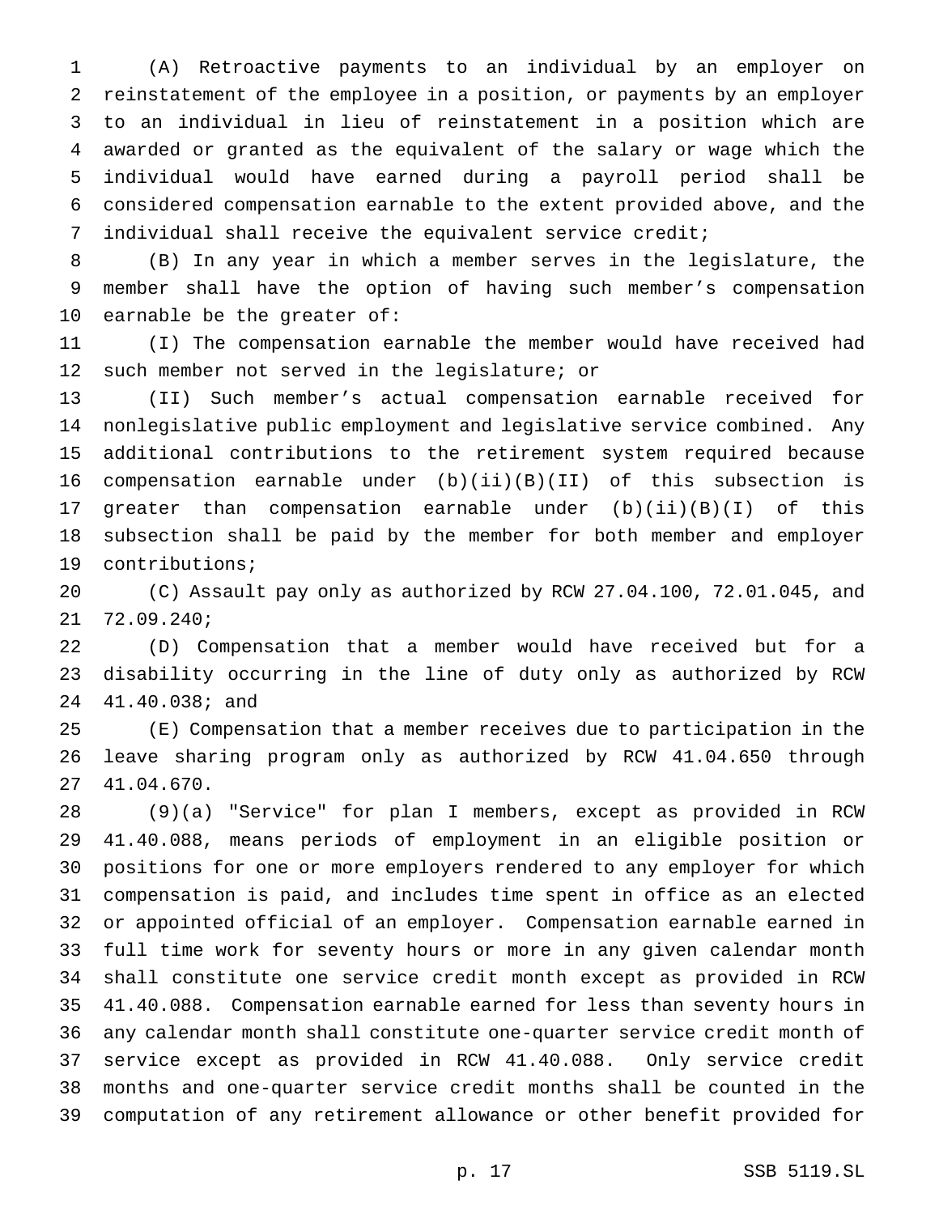(A) Retroactive payments to an individual by an employer on reinstatement of the employee in a position, or payments by an employer to an individual in lieu of reinstatement in a position which are awarded or granted as the equivalent of the salary or wage which the individual would have earned during a payroll period shall be considered compensation earnable to the extent provided above, and the individual shall receive the equivalent service credit;

(B) In any year in which a member serves in the legislature, the member shall have the option of having such member's compensation earnable be the greater of:

(I) The compensation earnable the member would have received had such member not served in the legislature; or

(II) Such member's actual compensation earnable received for nonlegislative public employment and legislative service combined. Any additional contributions to the retirement system required because compensation earnable under (b)(ii)(B)(II) of this subsection is greater than compensation earnable under (b)(ii)(B)(I) of this subsection shall be paid by the member for both member and employer contributions;

(C) Assault pay only as authorized by RCW 27.04.100, 72.01.045, and 72.09.240;

(D) Compensation that a member would have received but for a disability occurring in the line of duty only as authorized by RCW 41.40.038; and

(E) Compensation that a member receives due to participation in the leave sharing program only as authorized by RCW 41.04.650 through 41.04.670.

(9)(a) "Service" for plan I members, except as provided in RCW 41.40.088, means periods of employment in an eligible position or positions for one or more employers rendered to any employer for which compensation is paid, and includes time spent in office as an elected or appointed official of an employer. Compensation earnable earned in full time work for seventy hours or more in any given calendar month shall constitute one service credit month except as provided in RCW 41.40.088. Compensation earnable earned for less than seventy hours in any calendar month shall constitute one-quarter service credit month of service except as provided in RCW 41.40.088. Only service credit months and one-quarter service credit months shall be counted in the computation of any retirement allowance or other benefit provided for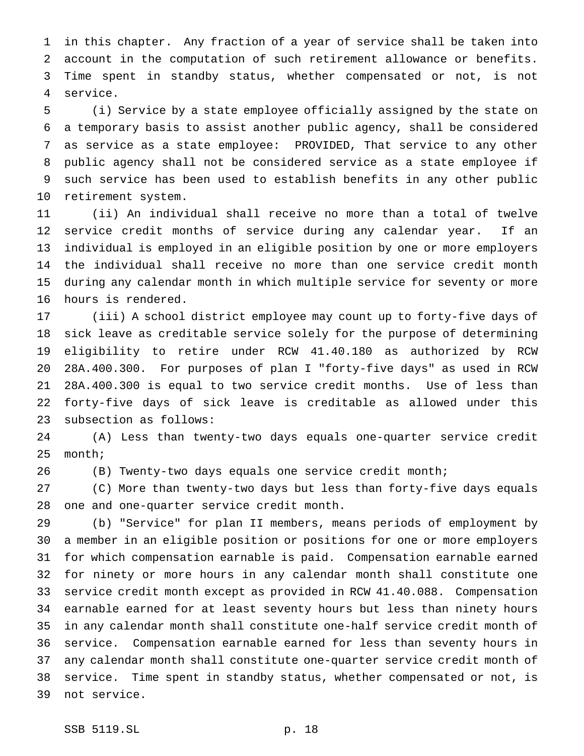in this chapter. Any fraction of a year of service shall be taken into account in the computation of such retirement allowance or benefits. Time spent in standby status, whether compensated or not, is not service.

(i) Service by a state employee officially assigned by the state on a temporary basis to assist another public agency, shall be considered as service as a state employee: PROVIDED, That service to any other public agency shall not be considered service as a state employee if such service has been used to establish benefits in any other public retirement system.

(ii) An individual shall receive no more than a total of twelve service credit months of service during any calendar year. If an individual is employed in an eligible position by one or more employers the individual shall receive no more than one service credit month during any calendar month in which multiple service for seventy or more hours is rendered.

(iii) A school district employee may count up to forty-five days of sick leave as creditable service solely for the purpose of determining eligibility to retire under RCW 41.40.180 as authorized by RCW 28A.400.300. For purposes of plan I "forty-five days" as used in RCW 28A.400.300 is equal to two service credit months. Use of less than forty-five days of sick leave is creditable as allowed under this subsection as follows:

(A) Less than twenty-two days equals one-quarter service credit month;

(B) Twenty-two days equals one service credit month;

(C) More than twenty-two days but less than forty-five days equals one and one-quarter service credit month.

(b) "Service" for plan II members, means periods of employment by a member in an eligible position or positions for one or more employers for which compensation earnable is paid. Compensation earnable earned for ninety or more hours in any calendar month shall constitute one service credit month except as provided in RCW 41.40.088. Compensation earnable earned for at least seventy hours but less than ninety hours in any calendar month shall constitute one-half service credit month of service. Compensation earnable earned for less than seventy hours in any calendar month shall constitute one-quarter service credit month of service. Time spent in standby status, whether compensated or not, is not service.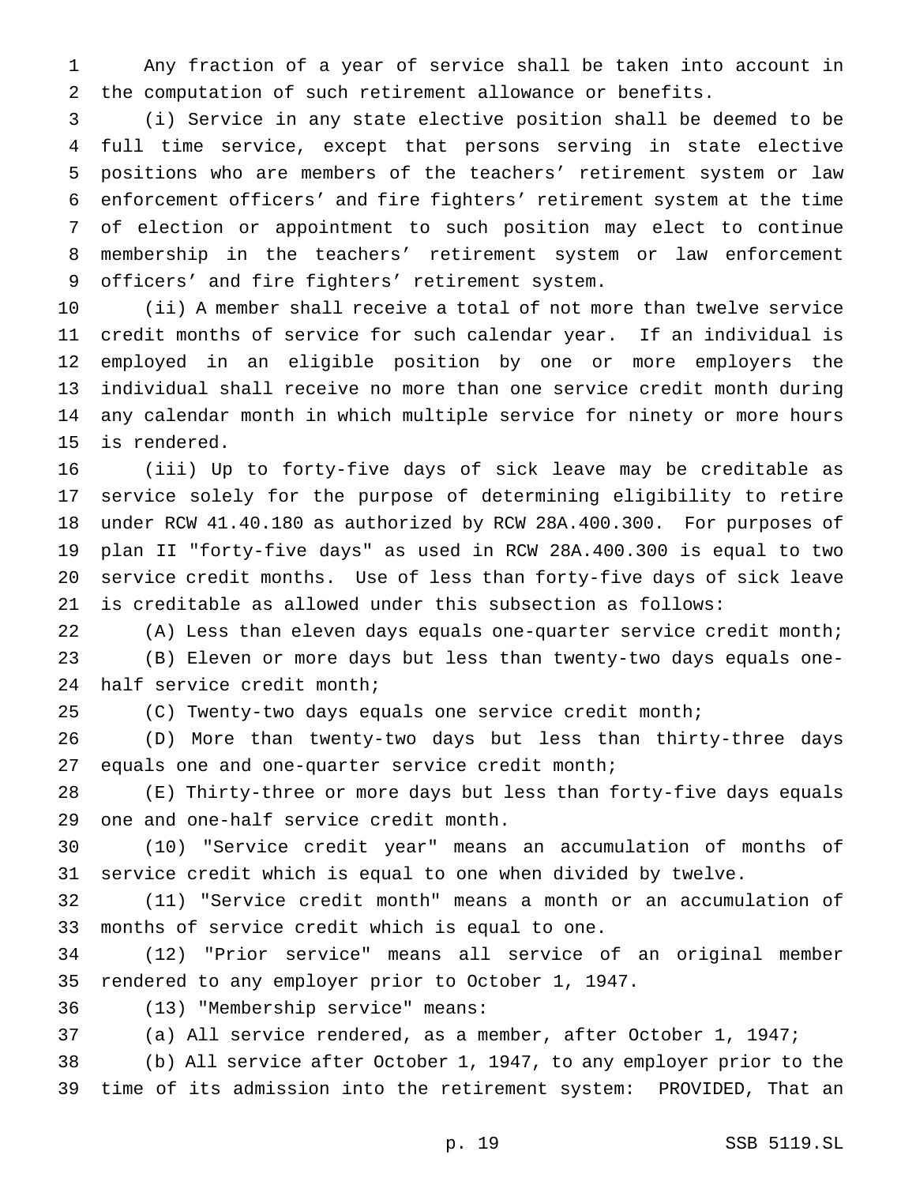Any fraction of a year of service shall be taken into account in the computation of such retirement allowance or benefits.

(i) Service in any state elective position shall be deemed to be full time service, except that persons serving in state elective positions who are members of the teachers' retirement system or law enforcement officers' and fire fighters' retirement system at the time of election or appointment to such position may elect to continue membership in the teachers' retirement system or law enforcement officers' and fire fighters' retirement system.

(ii) A member shall receive a total of not more than twelve service credit months of service for such calendar year. If an individual is employed in an eligible position by one or more employers the individual shall receive no more than one service credit month during any calendar month in which multiple service for ninety or more hours is rendered.

(iii) Up to forty-five days of sick leave may be creditable as service solely for the purpose of determining eligibility to retire under RCW 41.40.180 as authorized by RCW 28A.400.300. For purposes of plan II "forty-five days" as used in RCW 28A.400.300 is equal to two service credit months. Use of less than forty-five days of sick leave is creditable as allowed under this subsection as follows:

(A) Less than eleven days equals one-quarter service credit month;

(B) Eleven or more days but less than twenty-two days equals one-half service credit month;

(C) Twenty-two days equals one service credit month;

(D) More than twenty-two days but less than thirty-three days equals one and one-quarter service credit month;

(E) Thirty-three or more days but less than forty-five days equals one and one-half service credit month.

(10) "Service credit year" means an accumulation of months of service credit which is equal to one when divided by twelve.

(11) "Service credit month" means a month or an accumulation of months of service credit which is equal to one.

(12) "Prior service" means all service of an original member rendered to any employer prior to October 1, 1947.

(13) "Membership service" means:

(a) All service rendered, as a member, after October 1, 1947;

(b) All service after October 1, 1947, to any employer prior to the time of its admission into the retirement system: PROVIDED, That an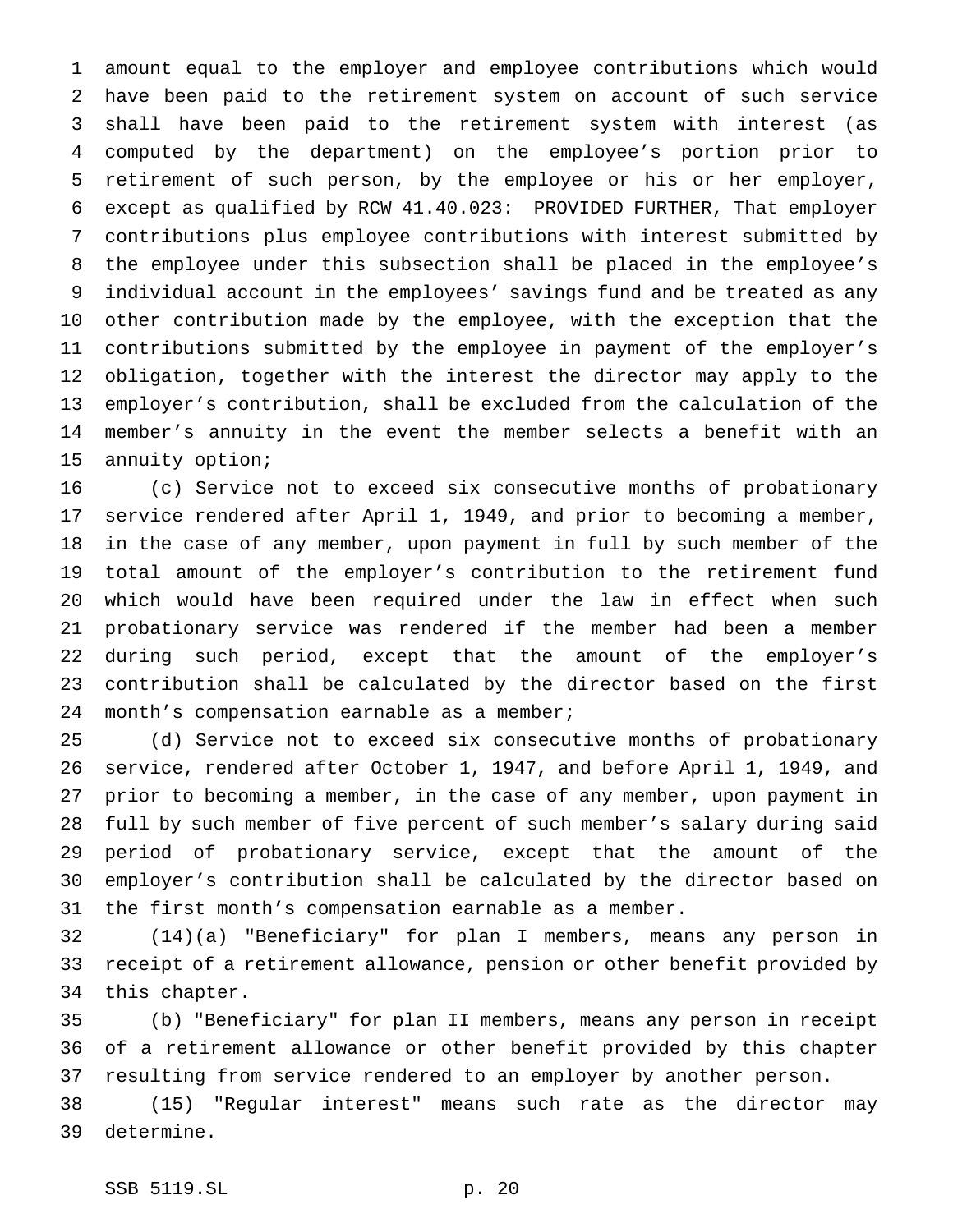amount equal to the employer and employee contributions which would have been paid to the retirement system on account of such service shall have been paid to the retirement system with interest (as computed by the department) on the employee's portion prior to retirement of such person, by the employee or his or her employer, except as qualified by RCW 41.40.023: PROVIDED FURTHER, That employer contributions plus employee contributions with interest submitted by the employee under this subsection shall be placed in the employee's individual account in the employees' savings fund and be treated as any other contribution made by the employee, with the exception that the contributions submitted by the employee in payment of the employer's obligation, together with the interest the director may apply to the employer's contribution, shall be excluded from the calculation of the member's annuity in the event the member selects a benefit with an annuity option;

(c) Service not to exceed six consecutive months of probationary service rendered after April 1, 1949, and prior to becoming a member, in the case of any member, upon payment in full by such member of the total amount of the employer's contribution to the retirement fund which would have been required under the law in effect when such probationary service was rendered if the member had been a member during such period, except that the amount of the employer's contribution shall be calculated by the director based on the first month's compensation earnable as a member;

(d) Service not to exceed six consecutive months of probationary service, rendered after October 1, 1947, and before April 1, 1949, and prior to becoming a member, in the case of any member, upon payment in full by such member of five percent of such member's salary during said period of probationary service, except that the amount of the employer's contribution shall be calculated by the director based on the first month's compensation earnable as a member.

(14)(a) "Beneficiary" for plan I members, means any person in receipt of a retirement allowance, pension or other benefit provided by this chapter.

(b) "Beneficiary" for plan II members, means any person in receipt of a retirement allowance or other benefit provided by this chapter resulting from service rendered to an employer by another person.

(15) "Regular interest" means such rate as the director may determine.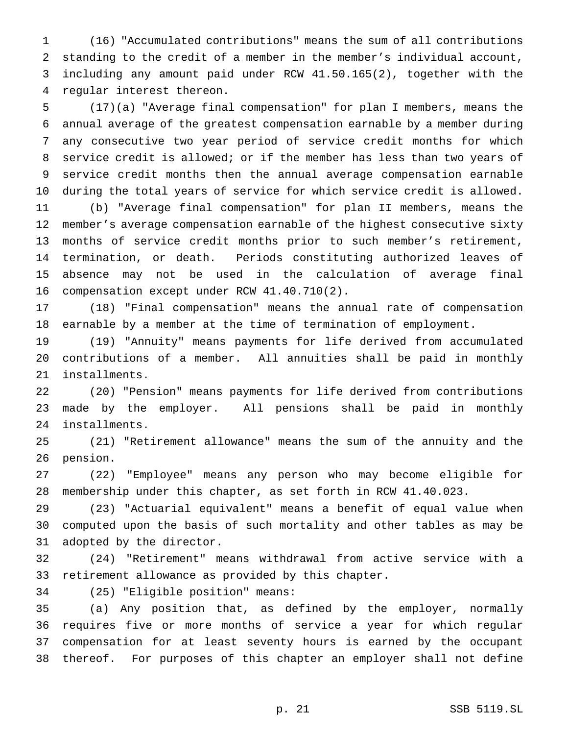(16) "Accumulated contributions" means the sum of all contributions standing to the credit of a member in the member's individual account, including any amount paid under RCW 41.50.165(2), together with the regular interest thereon.

(17)(a) "Average final compensation" for plan I members, means the annual average of the greatest compensation earnable by a member during any consecutive two year period of service credit months for which service credit is allowed; or if the member has less than two years of service credit months then the annual average compensation earnable during the total years of service for which service credit is allowed.

(b) "Average final compensation" for plan II members, means the member's average compensation earnable of the highest consecutive sixty months of service credit months prior to such member's retirement, termination, or death. Periods constituting authorized leaves of absence may not be used in the calculation of average final compensation except under RCW 41.40.710(2).

(18) "Final compensation" means the annual rate of compensation earnable by a member at the time of termination of employment.

(19) "Annuity" means payments for life derived from accumulated contributions of a member. All annuities shall be paid in monthly installments.

(20) "Pension" means payments for life derived from contributions made by the employer. All pensions shall be paid in monthly installments.

(21) "Retirement allowance" means the sum of the annuity and the pension.

(22) "Employee" means any person who may become eligible for membership under this chapter, as set forth in RCW 41.40.023.

(23) "Actuarial equivalent" means a benefit of equal value when computed upon the basis of such mortality and other tables as may be adopted by the director.

(24) "Retirement" means withdrawal from active service with a retirement allowance as provided by this chapter.

(25) "Eligible position" means:

(a) Any position that, as defined by the employer, normally requires five or more months of service a year for which regular compensation for at least seventy hours is earned by the occupant thereof. For purposes of this chapter an employer shall not define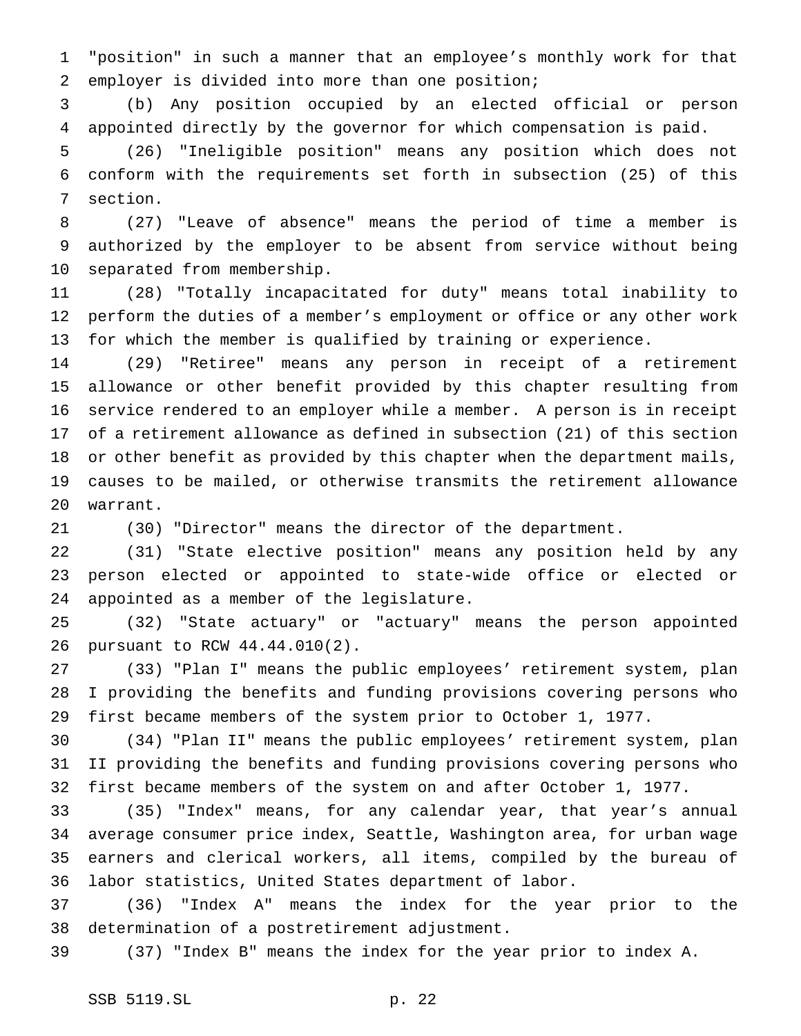"position" in such a manner that an employee's monthly work for that employer is divided into more than one position;

(b) Any position occupied by an elected official or person appointed directly by the governor for which compensation is paid.

(26) "Ineligible position" means any position which does not conform with the requirements set forth in subsection (25) of this section.

(27) "Leave of absence" means the period of time a member is authorized by the employer to be absent from service without being separated from membership.

(28) "Totally incapacitated for duty" means total inability to perform the duties of a member's employment or office or any other work for which the member is qualified by training or experience.

(29) "Retiree" means any person in receipt of a retirement allowance or other benefit provided by this chapter resulting from service rendered to an employer while a member. A person is in receipt of a retirement allowance as defined in subsection (21) of this section or other benefit as provided by this chapter when the department mails, causes to be mailed, or otherwise transmits the retirement allowance warrant.

(30) "Director" means the director of the department.

(31) "State elective position" means any position held by any person elected or appointed to state-wide office or elected or appointed as a member of the legislature.

(32) "State actuary" or "actuary" means the person appointed pursuant to RCW 44.44.010(2).

(33) "Plan I" means the public employees' retirement system, plan I providing the benefits and funding provisions covering persons who first became members of the system prior to October 1, 1977.

(34) "Plan II" means the public employees' retirement system, plan II providing the benefits and funding provisions covering persons who first became members of the system on and after October 1, 1977.

(35) "Index" means, for any calendar year, that year's annual average consumer price index, Seattle, Washington area, for urban wage earners and clerical workers, all items, compiled by the bureau of labor statistics, United States department of labor.

(36) "Index A" means the index for the year prior to the determination of a postretirement adjustment.

(37) "Index B" means the index for the year prior to index A.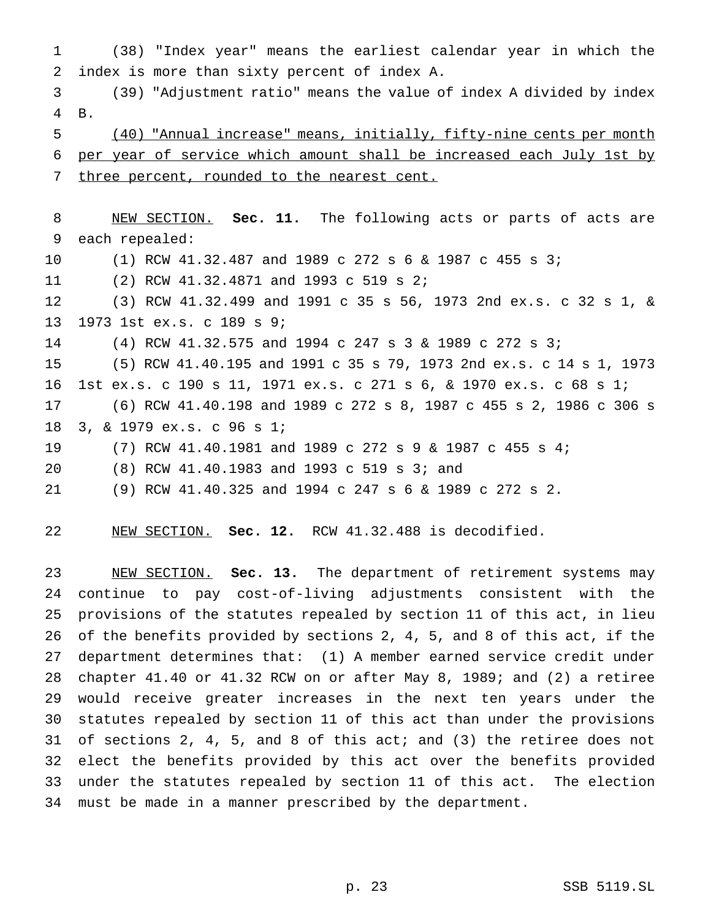(38) "Index year" means the earliest calendar year in which the index is more than sixty percent of index A.

(39) "Adjustment ratio" means the value of index A divided by index B.

<u>(40) "Annual increase" means, initially, fifty-nine cents per month per year of service which amount shall be increased each July 1st by three percent, rounded to the nearest cent.</u>

<u>NEW SECTION.</u> **Sec. 11.** The following acts or parts of acts are each repealed:

(1) RCW 41.32.487 and 1989 c 272 s 6 & 1987 c 455 s 3;

(2) RCW 41.32.4871 and 1993 c 519 s 2;

(3) RCW 41.32.499 and 1991 c 35 s 56, 1973 2nd ex.s. c 32 s 1, & 1973 1st ex.s. c 189 s 9;

(4) RCW 41.32.575 and 1994 c 247 s 3 & 1989 c 272 s 3;

(5) RCW 41.40.195 and 1991 c 35 s 79, 1973 2nd ex.s. c 14 s 1, 1973 1st ex.s. c 190 s 11, 1971 ex.s. c 271 s 6, & 1970 ex.s. c 68 s 1;

(6) RCW 41.40.198 and 1989 c 272 s 8, 1987 c 455 s 2, 1986 c 306 s 3, & 1979 ex.s. c 96 s 1;

(7) RCW 41.40.1981 and 1989 c 272 s 9 & 1987 c 455 s 4;

(8) RCW 41.40.1983 and 1993 c 519 s 3; and

(9) RCW 41.40.325 and 1994 c 247 s 6 & 1989 c 272 s 2.

<u>NEW SECTION.</u> **Sec. 12.** RCW 41.32.488 is decodified.

<u>NEW SECTION.</u> **Sec. 13.** The department of retirement systems may continue to pay cost-of-living adjustments consistent with the provisions of the statutes repealed by section 11 of this act, in lieu of the benefits provided by sections 2, 4, 5, and 8 of this act, if the department determines that: (1) A member earned service credit under chapter 41.40 or 41.32 RCW on or after May 8, 1989; and (2) a retiree would receive greater increases in the next ten years under the statutes repealed by section 11 of this act than under the provisions of sections 2, 4, 5, and 8 of this act; and (3) the retiree does not elect the benefits provided by this act over the benefits provided under the statutes repealed by section 11 of this act. The election must be made in a manner prescribed by the department.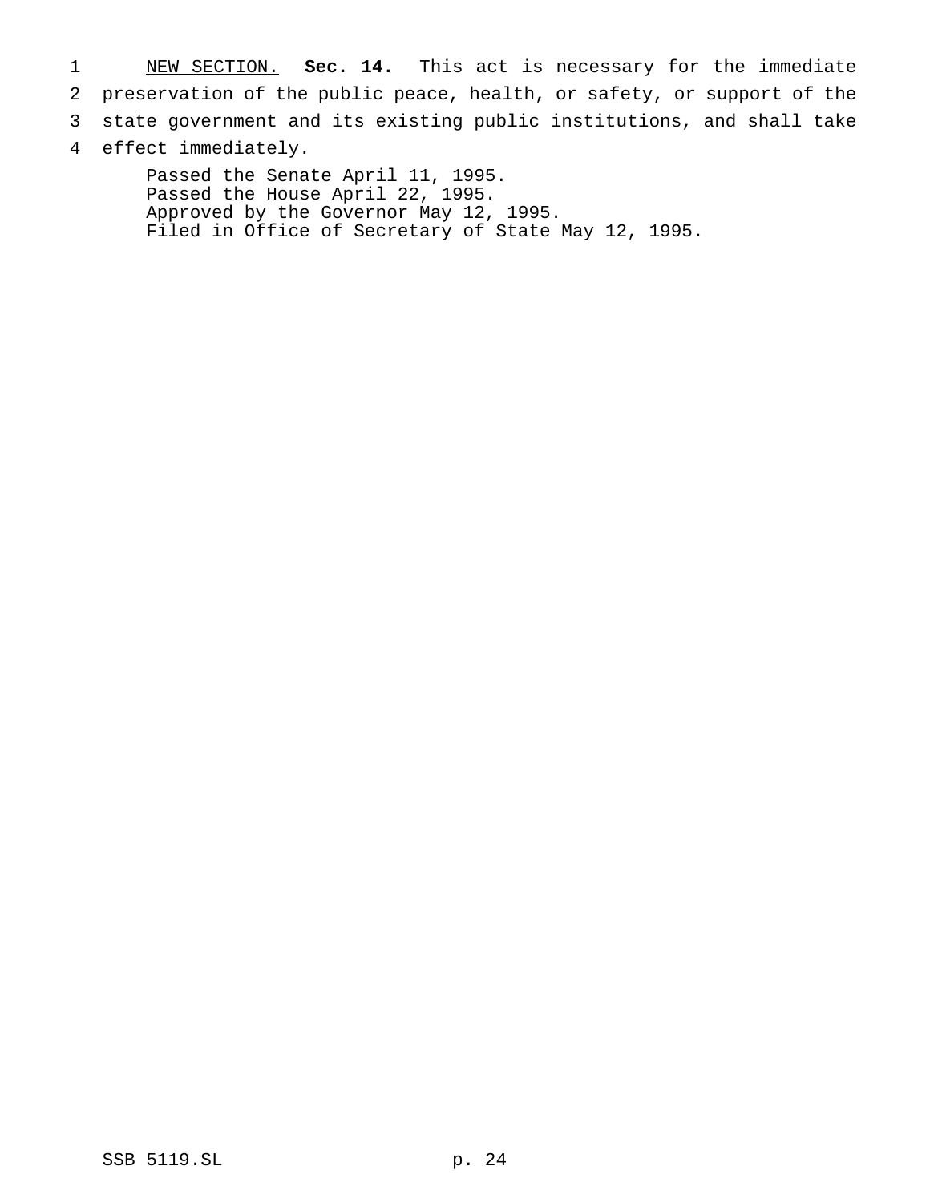NEW SECTION. **Sec. 14.** This act is necessary for the immediate preservation of the public peace, health, or safety, or support of the state government and its existing public institutions, and shall take effect immediately.

Passed the Senate April 11, 1995.
Passed the House April 22, 1995.
Approved by the Governor May 12, 1995.
Filed in Office of Secretary of State May 12, 1995.